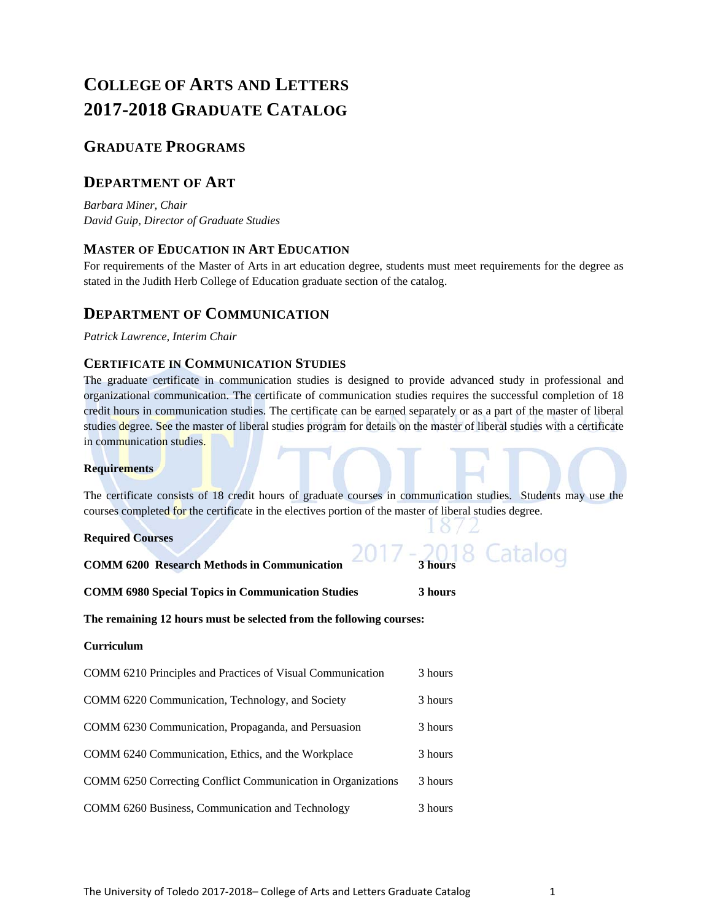# COLLEGE OF ARTS AND LETTERS
# 2017-2018 GRADUATE CATALOG

## GRADUATE PROGRAMS

## DEPARTMENT OF ART

*Barbara Miner, Chair*
*David Guip, Director of Graduate Studies*

### MASTER OF EDUCATION IN ART EDUCATION

For requirements of the Master of Arts in art education degree, students must meet requirements for the degree as stated in the Judith Herb College of Education graduate section of the catalog.

## DEPARTMENT OF COMMUNICATION

*Patrick Lawrence, Interim Chair*

### CERTIFICATE IN COMMUNICATION STUDIES

The graduate certificate in communication studies is designed to provide advanced study in professional and organizational communication. The certificate of communication studies requires the successful completion of 18 credit hours in communication studies. The certificate can be earned separately or as a part of the master of liberal studies degree. See the master of liberal studies program for details on the master of liberal studies with a certificate in communication studies.

**Requirements**

The certificate consists of 18 credit hours of graduate courses in communication studies. Students may use the courses completed for the certificate in the electives portion of the master of liberal studies degree.

**Required Courses**

| | |
|---|---|
| **COMM 6200 Research Methods in Communication** | **3 hours** |
| **COMM 6980 Special Topics in Communication Studies** | **3 hours** |

**The remaining 12 hours must be selected from the following courses:**

**Curriculum**

| | |
|---|---|
| COMM 6210 Principles and Practices of Visual Communication | 3 hours |
| COMM 6220 Communication, Technology, and Society | 3 hours |
| COMM 6230 Communication, Propaganda, and Persuasion | 3 hours |
| COMM 6240 Communication, Ethics, and the Workplace | 3 hours |
| COMM 6250 Correcting Conflict Communication in Organizations | 3 hours |
| COMM 6260 Business, Communication and Technology | 3 hours |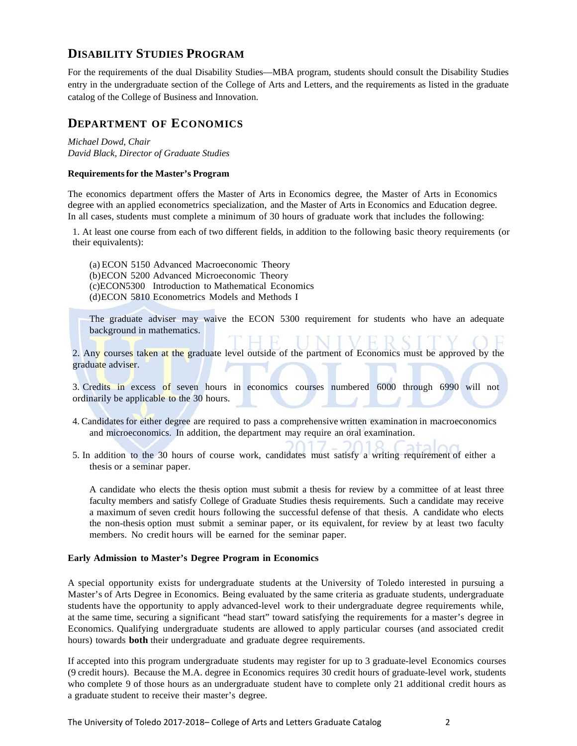## Disability Studies Program

For the requirements of the dual Disability Studies—MBA program, students should consult the Disability Studies entry in the undergraduate section of the College of Arts and Letters, and the requirements as listed in the graduate catalog of the College of Business and Innovation.

## Department of Economics

*Michael Dowd, Chair*
*David Black, Director of Graduate Studies*

**Requirements for the Master's Program**

The economics department offers the Master of Arts in Economics degree, the Master of Arts in Economics degree with an applied econometrics specialization, and the Master of Arts in Economics and Education degree. In all cases, students must complete a minimum of 30 hours of graduate work that includes the following:

1. At least one course from each of two different fields, in addition to the following basic theory requirements (or their equivalents):

   (a) ECON 5150 Advanced Macroeconomic Theory
   (b) ECON 5200 Advanced Microeconomic Theory
   (c) ECON 5300 Introduction to Mathematical Economics
   (d) ECON 5810 Econometrics Models and Methods I

   The graduate adviser may waive the ECON 5300 requirement for students who have an adequate background in mathematics.

2. Any courses taken at the graduate level outside of the partment of Economics must be approved by the graduate adviser.

3. Credits in excess of seven hours in economics courses numbered 6000 through 6990 will not ordinarily be applicable to the 30 hours.

4. Candidates for either degree are required to pass a comprehensive written examination in macroeconomics and microeconomics. In addition, the department may require an oral examination.

5. In addition to the 30 hours of course work, candidates must satisfy a writing requirement of either a thesis or a seminar paper.

   A candidate who elects the thesis option must submit a thesis for review by a committee of at least three faculty members and satisfy College of Graduate Studies thesis requirements. Such a candidate may receive a maximum of seven credit hours following the successful defense of that thesis. A candidate who elects the non-thesis option must submit a seminar paper, or its equivalent, for review by at least two faculty members. No credit hours will be earned for the seminar paper.

**Early Admission to Master's Degree Program in Economics**

A special opportunity exists for undergraduate students at the University of Toledo interested in pursuing a Master's of Arts Degree in Economics. Being evaluated by the same criteria as graduate students, undergraduate students have the opportunity to apply advanced-level work to their undergraduate degree requirements while, at the same time, securing a significant "head start" toward satisfying the requirements for a master's degree in Economics. Qualifying undergraduate students are allowed to apply particular courses (and associated credit hours) towards **both** their undergraduate and graduate degree requirements.

If accepted into this program undergraduate students may register for up to 3 graduate-level Economics courses (9 credit hours). Because the M.A. degree in Economics requires 30 credit hours of graduate-level work, students who complete 9 of those hours as an undergraduate student have to complete only 21 additional credit hours as a graduate student to receive their master's degree.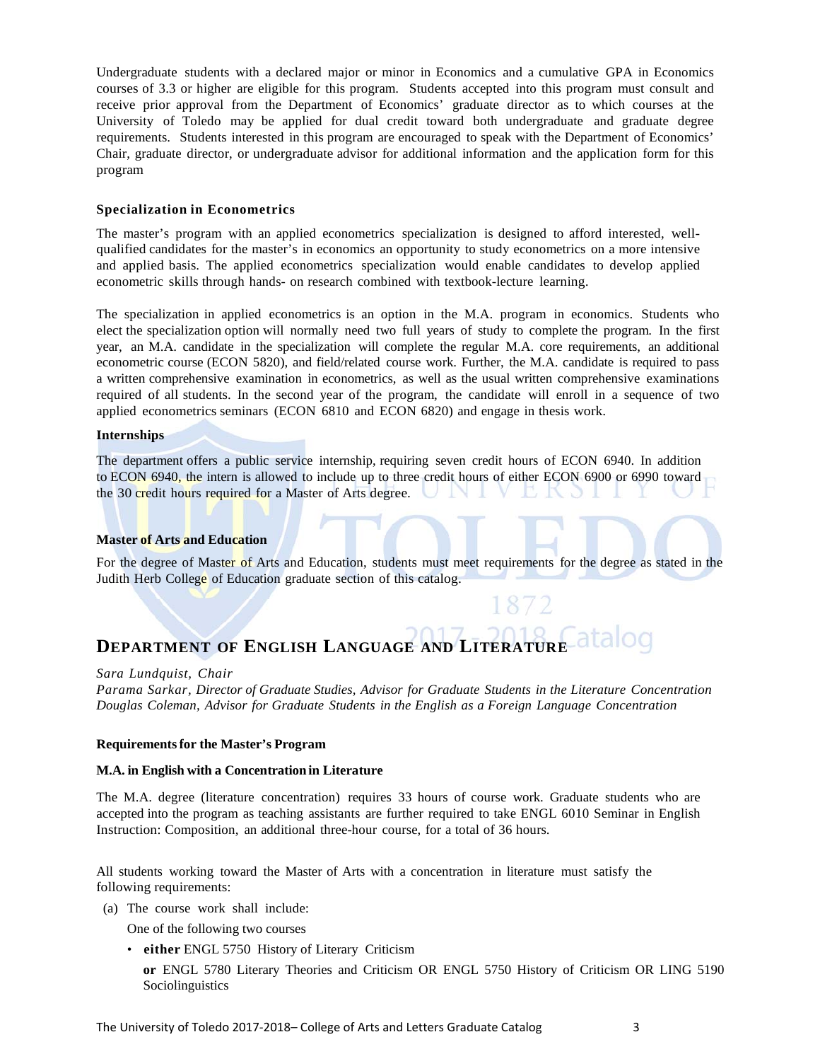Undergraduate students with a declared major or minor in Economics and a cumulative GPA in Economics courses of 3.3 or higher are eligible for this program. Students accepted into this program must consult and receive prior approval from the Department of Economics' graduate director as to which courses at the University of Toledo may be applied for dual credit toward both undergraduate and graduate degree requirements. Students interested in this program are encouraged to speak with the Department of Economics' Chair, graduate director, or undergraduate advisor for additional information and the application form for this program

### Specialization in Econometrics

The master's program with an applied econometrics specialization is designed to afford interested, well-qualified candidates for the master's in economics an opportunity to study econometrics on a more intensive and applied basis. The applied econometrics specialization would enable candidates to develop applied econometric skills through hands- on research combined with textbook-lecture learning.

The specialization in applied econometrics is an option in the M.A. program in economics. Students who elect the specialization option will normally need two full years of study to complete the program. In the first year, an M.A. candidate in the specialization will complete the regular M.A. core requirements, an additional econometric course (ECON 5820), and field/related course work. Further, the M.A. candidate is required to pass a written comprehensive examination in econometrics, as well as the usual written comprehensive examinations required of all students. In the second year of the program, the candidate will enroll in a sequence of two applied econometrics seminars (ECON 6810 and ECON 6820) and engage in thesis work.

### Internships

The department offers a public service internship, requiring seven credit hours of ECON 6940. In addition to ECON 6940, the intern is allowed to include up to three credit hours of either ECON 6900 or 6990 toward the 30 credit hours required for a Master of Arts degree.

### Master of Arts and Education

For the degree of Master of Arts and Education, students must meet requirements for the degree as stated in the Judith Herb College of Education graduate section of this catalog.

## DEPARTMENT OF ENGLISH LANGUAGE AND LITERATURE

*Sara Lundquist, Chair*
*Parama Sarkar, Director of Graduate Studies, Advisor for Graduate Students in the Literature Concentration*
*Douglas Coleman, Advisor for Graduate Students in the English as a Foreign Language Concentration*

### Requirements for the Master's Program

#### M.A. in English with a Concentration in Literature

The M.A. degree (literature concentration) requires 33 hours of course work. Graduate students who are accepted into the program as teaching assistants are further required to take ENGL 6010 Seminar in English Instruction: Composition, an additional three-hour course, for a total of 36 hours.

All students working toward the Master of Arts with a concentration in literature must satisfy the following requirements:

(a) The course work shall include:

One of the following two courses

- **either** ENGL 5750 History of Literary Criticism

  **or** ENGL 5780 Literary Theories and Criticism OR ENGL 5750 History of Criticism OR LING 5190 Sociolinguistics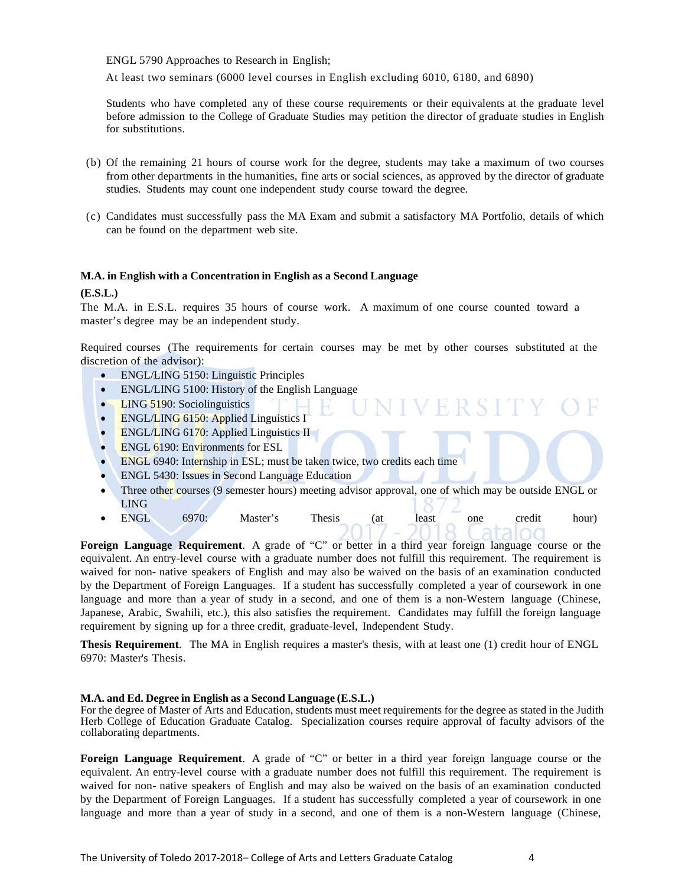ENGL 5790 Approaches to Research in English;

At least two seminars (6000 level courses in English excluding 6010, 6180, and 6890)

Students who have completed any of these course requirements or their equivalents at the graduate level before admission to the College of Graduate Studies may petition the director of graduate studies in English for substitutions.

(b) Of the remaining 21 hours of course work for the degree, students may take a maximum of two courses from other departments in the humanities, fine arts or social sciences, as approved by the director of graduate studies. Students may count one independent study course toward the degree.

(c) Candidates must successfully pass the MA Exam and submit a satisfactory MA Portfolio, details of which can be found on the department web site.

**M.A. in English with a Concentration in English as a Second Language (E.S.L.)**

The M.A. in E.S.L. requires 35 hours of course work. A maximum of one course counted toward a master's degree may be an independent study.

Required courses (The requirements for certain courses may be met by other courses substituted at the discretion of the advisor):

- ENGL/LING 5150: Linguistic Principles
- ENGL/LING 5100: History of the English Language
- LING 5190: Sociolinguistics
- ENGL/LING 6150: Applied Linguistics I
- ENGL/LING 6170: Applied Linguistics II
- ENGL 6190: Environments for ESL
- ENGL 6940: Internship in ESL; must be taken twice, two credits each time
- ENGL 5430: Issues in Second Language Education
- Three other courses (9 semester hours) meeting advisor approval, one of which may be outside ENGL or LING
- ENGL 6970: Master's Thesis (at least one credit hour)

**Foreign Language Requirement**. A grade of "C" or better in a third year foreign language course or the equivalent. An entry-level course with a graduate number does not fulfill this requirement. The requirement is waived for non- native speakers of English and may also be waived on the basis of an examination conducted by the Department of Foreign Languages. If a student has successfully completed a year of coursework in one language and more than a year of study in a second, and one of them is a non-Western language (Chinese, Japanese, Arabic, Swahili, etc.), this also satisfies the requirement. Candidates may fulfill the foreign language requirement by signing up for a three credit, graduate-level, Independent Study.

**Thesis Requirement**. The MA in English requires a master's thesis, with at least one (1) credit hour of ENGL 6970: Master's Thesis.

**M.A. and Ed. Degree in English as a Second Language (E.S.L.)**

For the degree of Master of Arts and Education, students must meet requirements for the degree as stated in the Judith Herb College of Education Graduate Catalog. Specialization courses require approval of faculty advisors of the collaborating departments.

**Foreign Language Requirement**. A grade of "C" or better in a third year foreign language course or the equivalent. An entry-level course with a graduate number does not fulfill this requirement. The requirement is waived for non- native speakers of English and may also be waived on the basis of an examination conducted by the Department of Foreign Languages. If a student has successfully completed a year of coursework in one language and more than a year of study in a second, and one of them is a non-Western language (Chinese,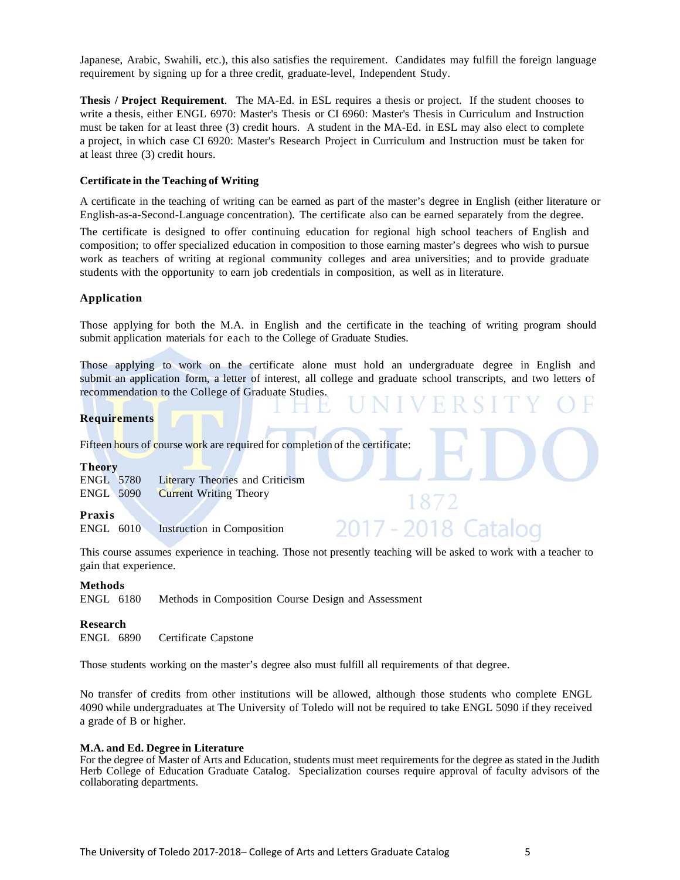Japanese, Arabic, Swahili, etc.), this also satisfies the requirement. Candidates may fulfill the foreign language requirement by signing up for a three credit, graduate-level, Independent Study.

**Thesis / Project Requirement**. The MA-Ed. in ESL requires a thesis or project. If the student chooses to write a thesis, either ENGL 6970: Master's Thesis or CI 6960: Master's Thesis in Curriculum and Instruction must be taken for at least three (3) credit hours. A student in the MA-Ed. in ESL may also elect to complete a project, in which case CI 6920: Master's Research Project in Curriculum and Instruction must be taken for at least three (3) credit hours.

### Certificate in the Teaching of Writing

A certificate in the teaching of writing can be earned as part of the master's degree in English (either literature or English-as-a-Second-Language concentration). The certificate also can be earned separately from the degree.

The certificate is designed to offer continuing education for regional high school teachers of English and composition; to offer specialized education in composition to those earning master's degrees who wish to pursue work as teachers of writing at regional community colleges and area universities; and to provide graduate students with the opportunity to earn job credentials in composition, as well as in literature.

### Application

Those applying for both the M.A. in English and the certificate in the teaching of writing program should submit application materials for each to the College of Graduate Studies.

Those applying to work on the certificate alone must hold an undergraduate degree in English and submit an application form, a letter of interest, all college and graduate school transcripts, and two letters of recommendation to the College of Graduate Studies.

### Requirements

Fifteen hours of course work are required for completion of the certificate:

**Theory**

ENGL 5780 Literary Theories and Criticism
ENGL 5090 Current Writing Theory

**Praxis**

ENGL 6010 Instruction in Composition

This course assumes experience in teaching. Those not presently teaching will be asked to work with a teacher to gain that experience.

**Methods**

ENGL 6180 Methods in Composition Course Design and Assessment

**Research**

ENGL 6890 Certificate Capstone

Those students working on the master's degree also must fulfill all requirements of that degree.

No transfer of credits from other institutions will be allowed, although those students who complete ENGL 4090 while undergraduates at The University of Toledo will not be required to take ENGL 5090 if they received a grade of B or higher.

### M.A. and Ed. Degree in Literature

For the degree of Master of Arts and Education, students must meet requirements for the degree as stated in the Judith Herb College of Education Graduate Catalog. Specialization courses require approval of faculty advisors of the collaborating departments.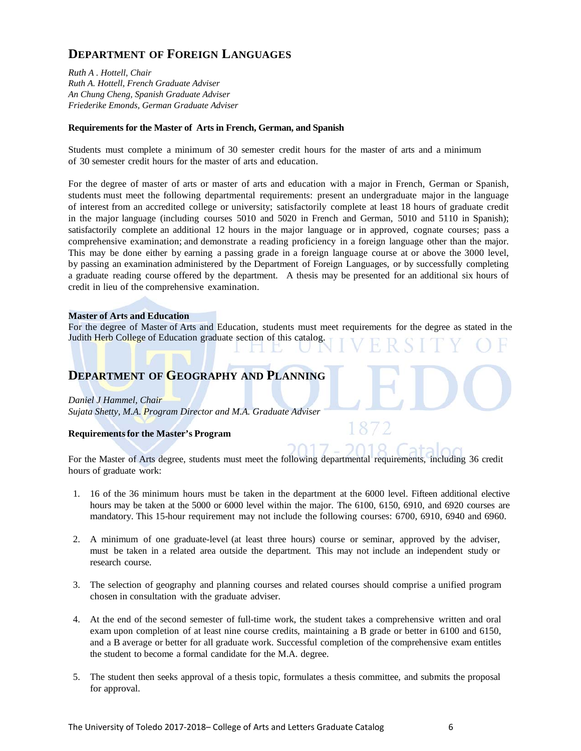## Department of Foreign Languages

*Ruth A . Hottell, Chair*
*Ruth A. Hottell, French Graduate Adviser*
*An Chung Cheng, Spanish Graduate Adviser*
*Friederike Emonds, German Graduate Adviser*

**Requirements for the Master of Arts in French, German, and Spanish**

Students must complete a minimum of 30 semester credit hours for the master of arts and a minimum of 30 semester credit hours for the master of arts and education.

For the degree of master of arts or master of arts and education with a major in French, German or Spanish, students must meet the following departmental requirements: present an undergraduate major in the language of interest from an accredited college or university; satisfactorily complete at least 18 hours of graduate credit in the major language (including courses 5010 and 5020 in French and German, 5010 and 5110 in Spanish); satisfactorily complete an additional 12 hours in the major language or in approved, cognate courses; pass a comprehensive examination; and demonstrate a reading proficiency in a foreign language other than the major. This may be done either by earning a passing grade in a foreign language course at or above the 3000 level, by passing an examination administered by the Department of Foreign Languages, or by successfully completing a graduate reading course offered by the department. A thesis may be presented for an additional six hours of credit in lieu of the comprehensive examination.

**Master of Arts and Education**
For the degree of Master of Arts and Education, students must meet requirements for the degree as stated in the Judith Herb College of Education graduate section of this catalog.

## Department of Geography and Planning

*Daniel J Hammel, Chair*
*Sujata Shetty, M.A. Program Director and M.A. Graduate Adviser*

**Requirements for the Master's Program**

For the Master of Arts degree, students must meet the following departmental requirements, including 36 credit hours of graduate work:

1. 16 of the 36 minimum hours must be taken in the department at the 6000 level. Fifteen additional elective hours may be taken at the 5000 or 6000 level within the major. The 6100, 6150, 6910, and 6920 courses are mandatory. This 15-hour requirement may not include the following courses: 6700, 6910, 6940 and 6960.

2. A minimum of one graduate-level (at least three hours) course or seminar, approved by the adviser, must be taken in a related area outside the department. This may not include an independent study or research course.

3. The selection of geography and planning courses and related courses should comprise a unified program chosen in consultation with the graduate adviser.

4. At the end of the second semester of full-time work, the student takes a comprehensive written and oral exam upon completion of at least nine course credits, maintaining a B grade or better in 6100 and 6150, and a B average or better for all graduate work. Successful completion of the comprehensive exam entitles the student to become a formal candidate for the M.A. degree.

5. The student then seeks approval of a thesis topic, formulates a thesis committee, and submits the proposal for approval.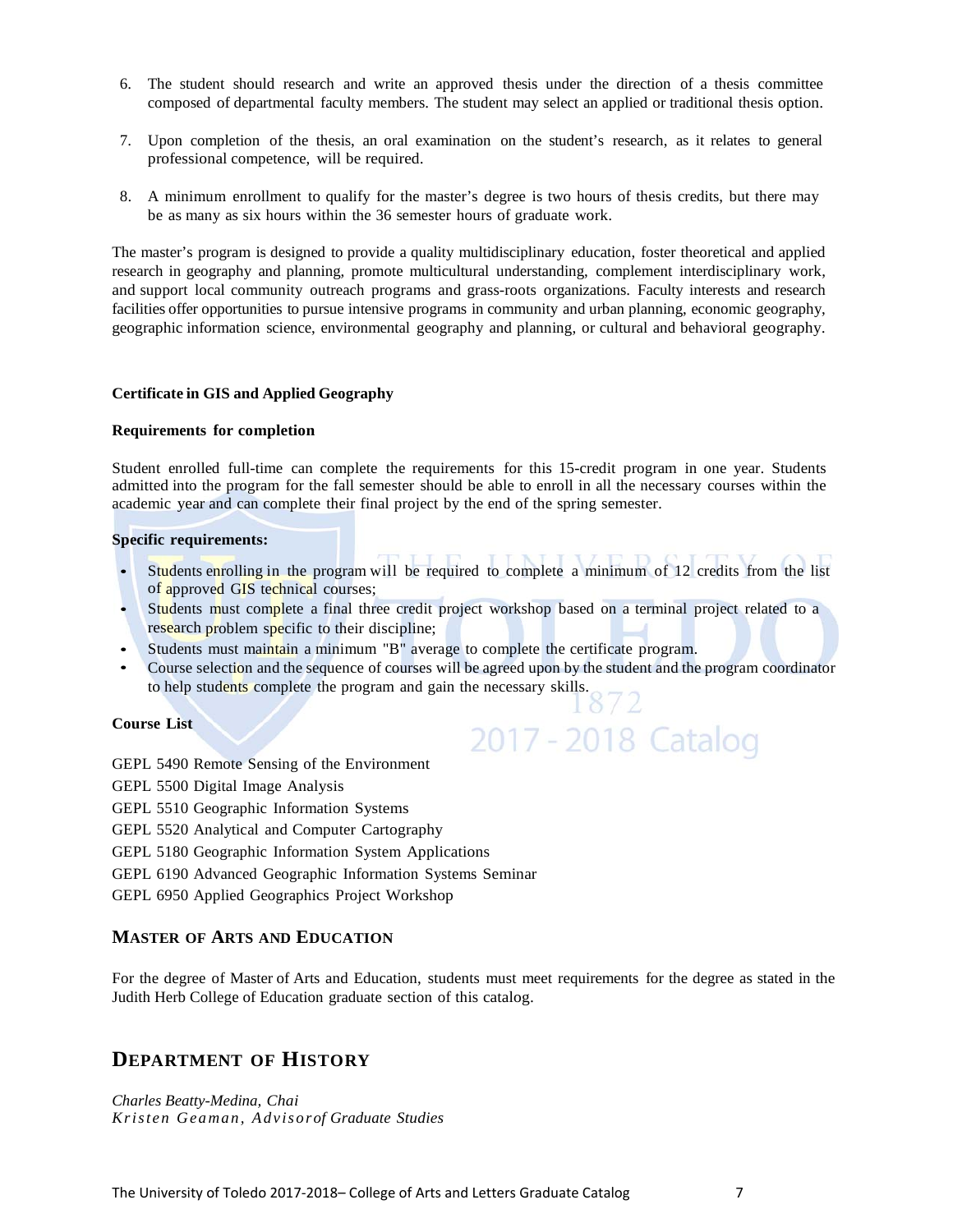6. The student should research and write an approved thesis under the direction of a thesis committee composed of departmental faculty members. The student may select an applied or traditional thesis option.

7. Upon completion of the thesis, an oral examination on the student's research, as it relates to general professional competence, will be required.

8. A minimum enrollment to qualify for the master's degree is two hours of thesis credits, but there may be as many as six hours within the 36 semester hours of graduate work.

The master's program is designed to provide a quality multidisciplinary education, foster theoretical and applied research in geography and planning, promote multicultural understanding, complement interdisciplinary work, and support local community outreach programs and grass-roots organizations. Faculty interests and research facilities offer opportunities to pursue intensive programs in community and urban planning, economic geography, geographic information science, environmental geography and planning, or cultural and behavioral geography.

**Certificate in GIS and Applied Geography**

**Requirements for completion**

Student enrolled full-time can complete the requirements for this 15-credit program in one year. Students admitted into the program for the fall semester should be able to enroll in all the necessary courses within the academic year and can complete their final project by the end of the spring semester.

**Specific requirements:**

- Students enrolling in the program will be required to complete a minimum of 12 credits from the list of approved GIS technical courses;
- Students must complete a final three credit project workshop based on a terminal project related to a research problem specific to their discipline;
- Students must maintain a minimum "B" average to complete the certificate program.
- Course selection and the sequence of courses will be agreed upon by the student and the program coordinator to help students complete the program and gain the necessary skills.

**Course List**

GEPL 5490 Remote Sensing of the Environment

GEPL 5500 Digital Image Analysis

GEPL 5510 Geographic Information Systems

GEPL 5520 Analytical and Computer Cartography

GEPL 5180 Geographic Information System Applications

GEPL 6190 Advanced Geographic Information Systems Seminar

GEPL 6950 Applied Geographics Project Workshop

### MASTER OF ARTS AND EDUCATION

For the degree of Master of Arts and Education, students must meet requirements for the degree as stated in the Judith Herb College of Education graduate section of this catalog.

## DEPARTMENT OF HISTORY

*Charles Beatty-Medina, Chai*
*Kristen Geaman, Advisor of Graduate Studies*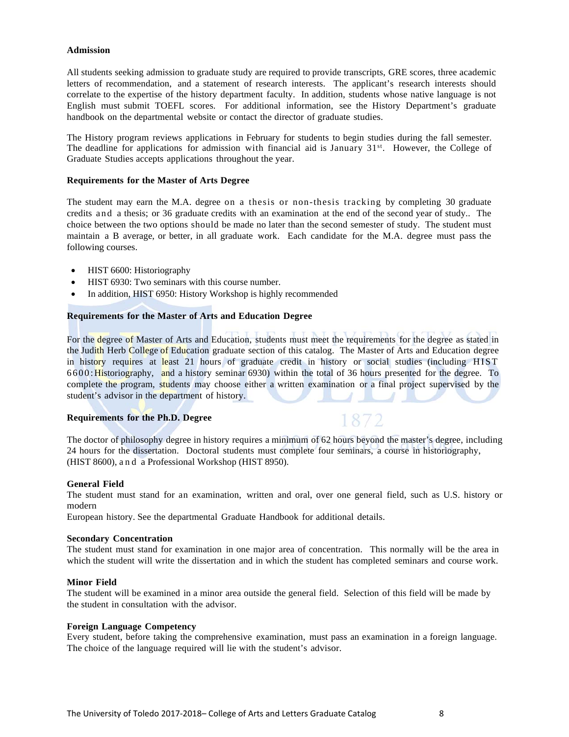**Admission**

All students seeking admission to graduate study are required to provide transcripts, GRE scores, three academic letters of recommendation, and a statement of research interests. The applicant's research interests should correlate to the expertise of the history department faculty. In addition, students whose native language is not English must submit TOEFL scores. For additional information, see the History Department's graduate handbook on the departmental website or contact the director of graduate studies.

The History program reviews applications in February for students to begin studies during the fall semester. The deadline for applications for admission with financial aid is January 31st. However, the College of Graduate Studies accepts applications throughout the year.

**Requirements for the Master of Arts Degree**

The student may earn the M.A. degree on a thesis or non-thesis tracking by completing 30 graduate credits and a thesis; or 36 graduate credits with an examination at the end of the second year of study.. The choice between the two options should be made no later than the second semester of study. The student must maintain a B average, or better, in all graduate work. Each candidate for the M.A. degree must pass the following courses.

- HIST 6600: Historiography
- HIST 6930: Two seminars with this course number.
- In addition, HIST 6950: History Workshop is highly recommended

**Requirements for the Master of Arts and Education Degree**

For the degree of Master of Arts and Education, students must meet the requirements for the degree as stated in the Judith Herb College of Education graduate section of this catalog. The Master of Arts and Education degree in history requires at least 21 hours of graduate credit in history or social studies (including HIST 6600: Historiography, and a history seminar 6930) within the total of 36 hours presented for the degree. To complete the program, students may choose either a written examination or a final project supervised by the student's advisor in the department of history.

**Requirements for the Ph.D. Degree**

The doctor of philosophy degree in history requires a minimum of 62 hours beyond the master's degree, including 24 hours for the dissertation. Doctoral students must complete four seminars, a course in historiography, (HIST 8600), and a Professional Workshop (HIST 8950).

**General Field**

The student must stand for an examination, written and oral, over one general field, such as U.S. history or modern European history. See the departmental Graduate Handbook for additional details.

**Secondary Concentration**

The student must stand for examination in one major area of concentration. This normally will be the area in which the student will write the dissertation and in which the student has completed seminars and course work.

**Minor Field**

The student will be examined in a minor area outside the general field. Selection of this field will be made by the student in consultation with the advisor.

**Foreign Language Competency**

Every student, before taking the comprehensive examination, must pass an examination in a foreign language. The choice of the language required will lie with the student's advisor.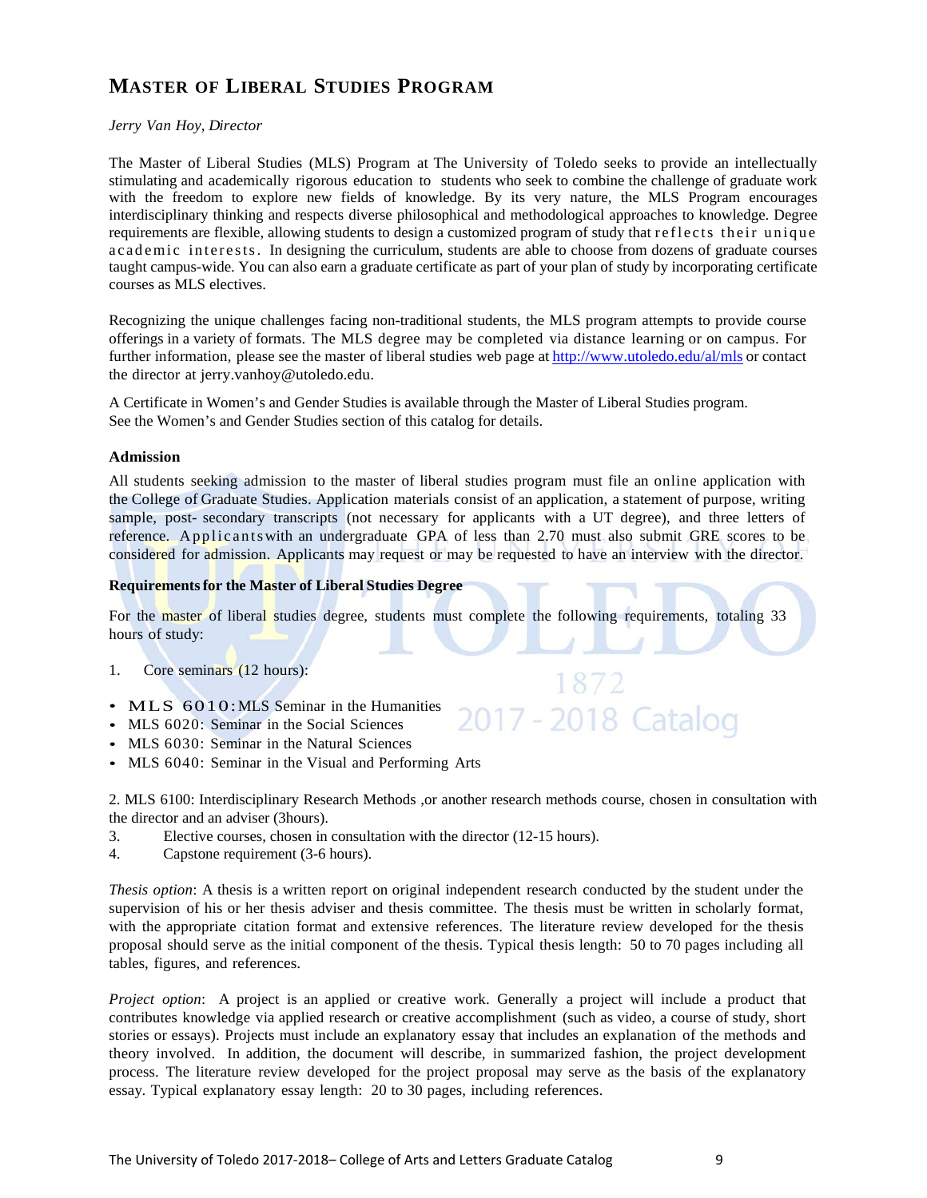## MASTER OF LIBERAL STUDIES PROGRAM

*Jerry Van Hoy, Director*

The Master of Liberal Studies (MLS) Program at The University of Toledo seeks to provide an intellectually stimulating and academically rigorous education to students who seek to combine the challenge of graduate work with the freedom to explore new fields of knowledge. By its very nature, the MLS Program encourages interdisciplinary thinking and respects diverse philosophical and methodological approaches to knowledge. Degree requirements are flexible, allowing students to design a customized program of study that reflects their unique academic interests. In designing the curriculum, students are able to choose from dozens of graduate courses taught campus-wide. You can also earn a graduate certificate as part of your plan of study by incorporating certificate courses as MLS electives.

Recognizing the unique challenges facing non-traditional students, the MLS program attempts to provide course offerings in a variety of formats. The MLS degree may be completed via distance learning or on campus. For further information, please see the master of liberal studies web page at http://www.utoledo.edu/al/mls or contact the director at jerry.vanhoy@utoledo.edu.

A Certificate in Women's and Gender Studies is available through the Master of Liberal Studies program. See the Women's and Gender Studies section of this catalog for details.

**Admission**

All students seeking admission to the master of liberal studies program must file an online application with the College of Graduate Studies. Application materials consist of an application, a statement of purpose, writing sample, post- secondary transcripts (not necessary for applicants with a UT degree), and three letters of reference. Applicants with an undergraduate GPA of less than 2.70 must also submit GRE scores to be considered for admission. Applicants may request or may be requested to have an interview with the director.

**Requirements for the Master of Liberal Studies Degree**

For the master of liberal studies degree, students must complete the following requirements, totaling 33 hours of study:

1. Core seminars (12 hours):

- MLS 6010: MLS Seminar in the Humanities
- MLS 6020: Seminar in the Social Sciences
- MLS 6030: Seminar in the Natural Sciences
- MLS 6040: Seminar in the Visual and Performing Arts

2. MLS 6100: Interdisciplinary Research Methods ,or another research methods course, chosen in consultation with the director and an adviser (3hours).
3. Elective courses, chosen in consultation with the director (12-15 hours).
4. Capstone requirement (3-6 hours).

*Thesis option*: A thesis is a written report on original independent research conducted by the student under the supervision of his or her thesis adviser and thesis committee. The thesis must be written in scholarly format, with the appropriate citation format and extensive references. The literature review developed for the thesis proposal should serve as the initial component of the thesis. Typical thesis length: 50 to 70 pages including all tables, figures, and references.

*Project option*: A project is an applied or creative work. Generally a project will include a product that contributes knowledge via applied research or creative accomplishment (such as video, a course of study, short stories or essays). Projects must include an explanatory essay that includes an explanation of the methods and theory involved. In addition, the document will describe, in summarized fashion, the project development process. The literature review developed for the project proposal may serve as the basis of the explanatory essay. Typical explanatory essay length: 20 to 30 pages, including references.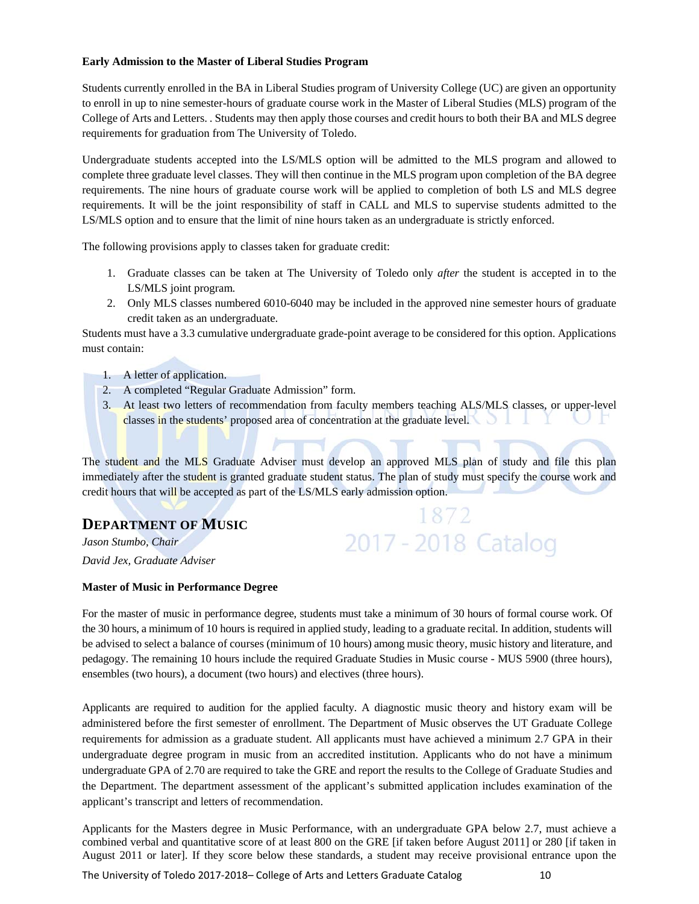**Early Admission to the Master of Liberal Studies Program**

Students currently enrolled in the BA in Liberal Studies program of University College (UC) are given an opportunity to enroll in up to nine semester-hours of graduate course work in the Master of Liberal Studies (MLS) program of the College of Arts and Letters. . Students may then apply those courses and credit hours to both their BA and MLS degree requirements for graduation from The University of Toledo.

Undergraduate students accepted into the LS/MLS option will be admitted to the MLS program and allowed to complete three graduate level classes. They will then continue in the MLS program upon completion of the BA degree requirements. The nine hours of graduate course work will be applied to completion of both LS and MLS degree requirements. It will be the joint responsibility of staff in CALL and MLS to supervise students admitted to the LS/MLS option and to ensure that the limit of nine hours taken as an undergraduate is strictly enforced.

The following provisions apply to classes taken for graduate credit:

1. Graduate classes can be taken at The University of Toledo only *after* the student is accepted in to the LS/MLS joint program.
2. Only MLS classes numbered 6010-6040 may be included in the approved nine semester hours of graduate credit taken as an undergraduate.

Students must have a 3.3 cumulative undergraduate grade-point average to be considered for this option. Applications must contain:

1. A letter of application.
2. A completed "Regular Graduate Admission" form.
3. At least two letters of recommendation from faculty members teaching ALS/MLS classes, or upper-level classes in the students' proposed area of concentration at the graduate level.

The student and the MLS Graduate Adviser must develop an approved MLS plan of study and file this plan immediately after the student is granted graduate student status. The plan of study must specify the course work and credit hours that will be accepted as part of the LS/MLS early admission option.

## DEPARTMENT OF MUSIC

*Jason Stumbo, Chair*

*David Jex, Graduate Adviser*

**Master of Music in Performance Degree**

For the master of music in performance degree, students must take a minimum of 30 hours of formal course work. Of the 30 hours, a minimum of 10 hours is required in applied study, leading to a graduate recital. In addition, students will be advised to select a balance of courses (minimum of 10 hours) among music theory, music history and literature, and pedagogy. The remaining 10 hours include the required Graduate Studies in Music course - MUS 5900 (three hours), ensembles (two hours), a document (two hours) and electives (three hours).

Applicants are required to audition for the applied faculty. A diagnostic music theory and history exam will be administered before the first semester of enrollment. The Department of Music observes the UT Graduate College requirements for admission as a graduate student. All applicants must have achieved a minimum 2.7 GPA in their undergraduate degree program in music from an accredited institution. Applicants who do not have a minimum undergraduate GPA of 2.70 are required to take the GRE and report the results to the College of Graduate Studies and the Department. The department assessment of the applicant's submitted application includes examination of the applicant's transcript and letters of recommendation.

Applicants for the Masters degree in Music Performance, with an undergraduate GPA below 2.7, must achieve a combined verbal and quantitative score of at least 800 on the GRE [if taken before August 2011] or 280 [if taken in August 2011 or later]. If they score below these standards, a student may receive provisional entrance upon the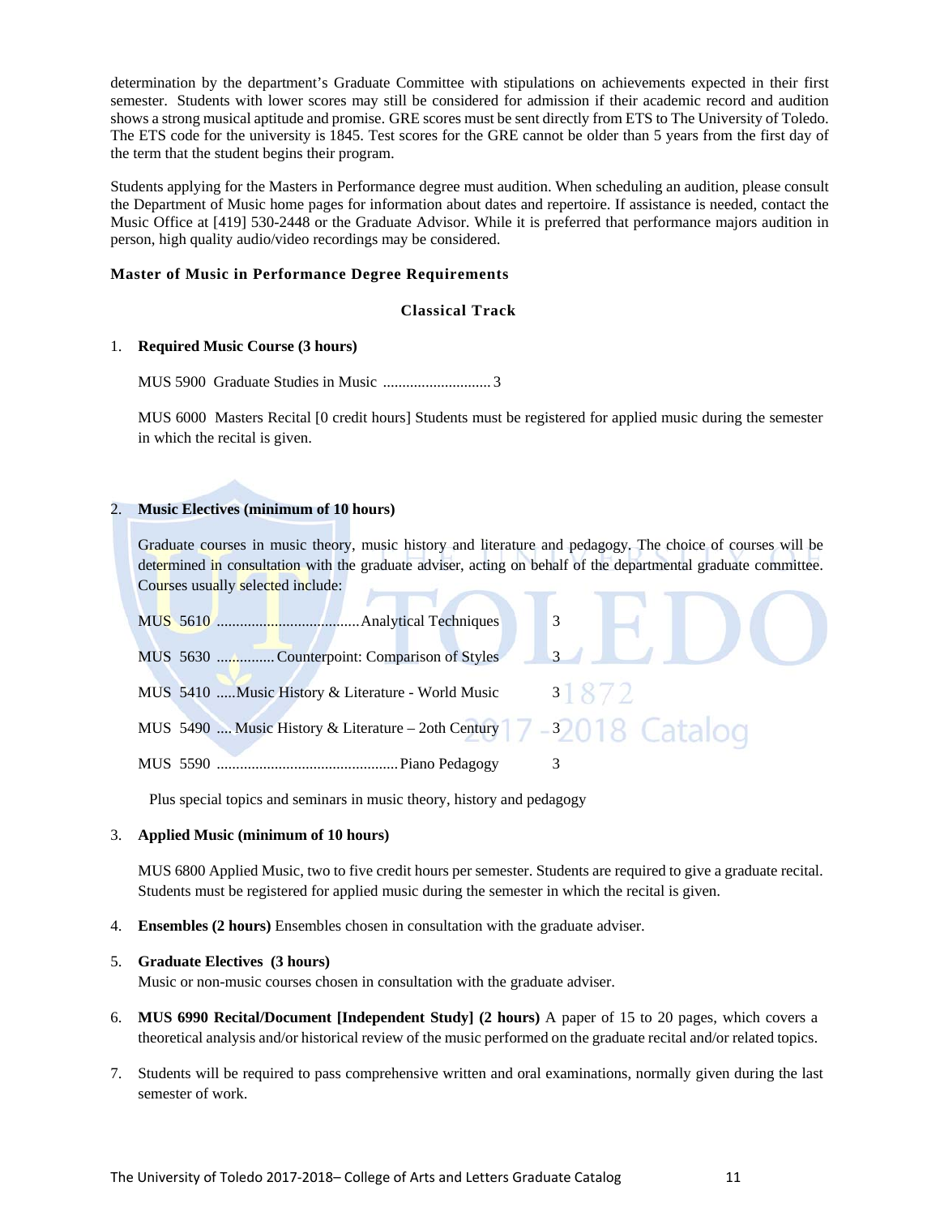determination by the department's Graduate Committee with stipulations on achievements expected in their first semester. Students with lower scores may still be considered for admission if their academic record and audition shows a strong musical aptitude and promise. GRE scores must be sent directly from ETS to The University of Toledo. The ETS code for the university is 1845. Test scores for the GRE cannot be older than 5 years from the first day of the term that the student begins their program.

Students applying for the Masters in Performance degree must audition. When scheduling an audition, please consult the Department of Music home pages for information about dates and repertoire. If assistance is needed, contact the Music Office at [419] 530-2448 or the Graduate Advisor. While it is preferred that performance majors audition in person, high quality audio/video recordings may be considered.

### Master of Music in Performance Degree Requirements

#### Classical Track

1. **Required Music Course (3 hours)**

   MUS 5900 Graduate Studies in Music ............................ 3

   MUS 6000 Masters Recital [0 credit hours] Students must be registered for applied music during the semester in which the recital is given.

2. **Music Electives (minimum of 10 hours)**

   Graduate courses in music theory, music history and literature and pedagogy. The choice of courses will be determined in consultation with the graduate adviser, acting on behalf of the departmental graduate committee. Courses usually selected include:

   | Course | Title | Hours |
   |---|---|---|
   | MUS 5610 | Analytical Techniques | 3 |
   | MUS 5630 | Counterpoint: Comparison of Styles | 3 |
   | MUS 5410 | Music History & Literature - World Music | 3 |
   | MUS 5490 | Music History & Literature – 2oth Century | 3 |
   | MUS 5590 | Piano Pedagogy | 3 |

   Plus special topics and seminars in music theory, history and pedagogy

3. **Applied Music (minimum of 10 hours)**

   MUS 6800 Applied Music, two to five credit hours per semester. Students are required to give a graduate recital. Students must be registered for applied music during the semester in which the recital is given.

4. **Ensembles (2 hours)** Ensembles chosen in consultation with the graduate adviser.

5. **Graduate Electives (3 hours)**
   Music or non-music courses chosen in consultation with the graduate adviser.

6. **MUS 6990 Recital/Document [Independent Study] (2 hours)** A paper of 15 to 20 pages, which covers a theoretical analysis and/or historical review of the music performed on the graduate recital and/or related topics.

7. Students will be required to pass comprehensive written and oral examinations, normally given during the last semester of work.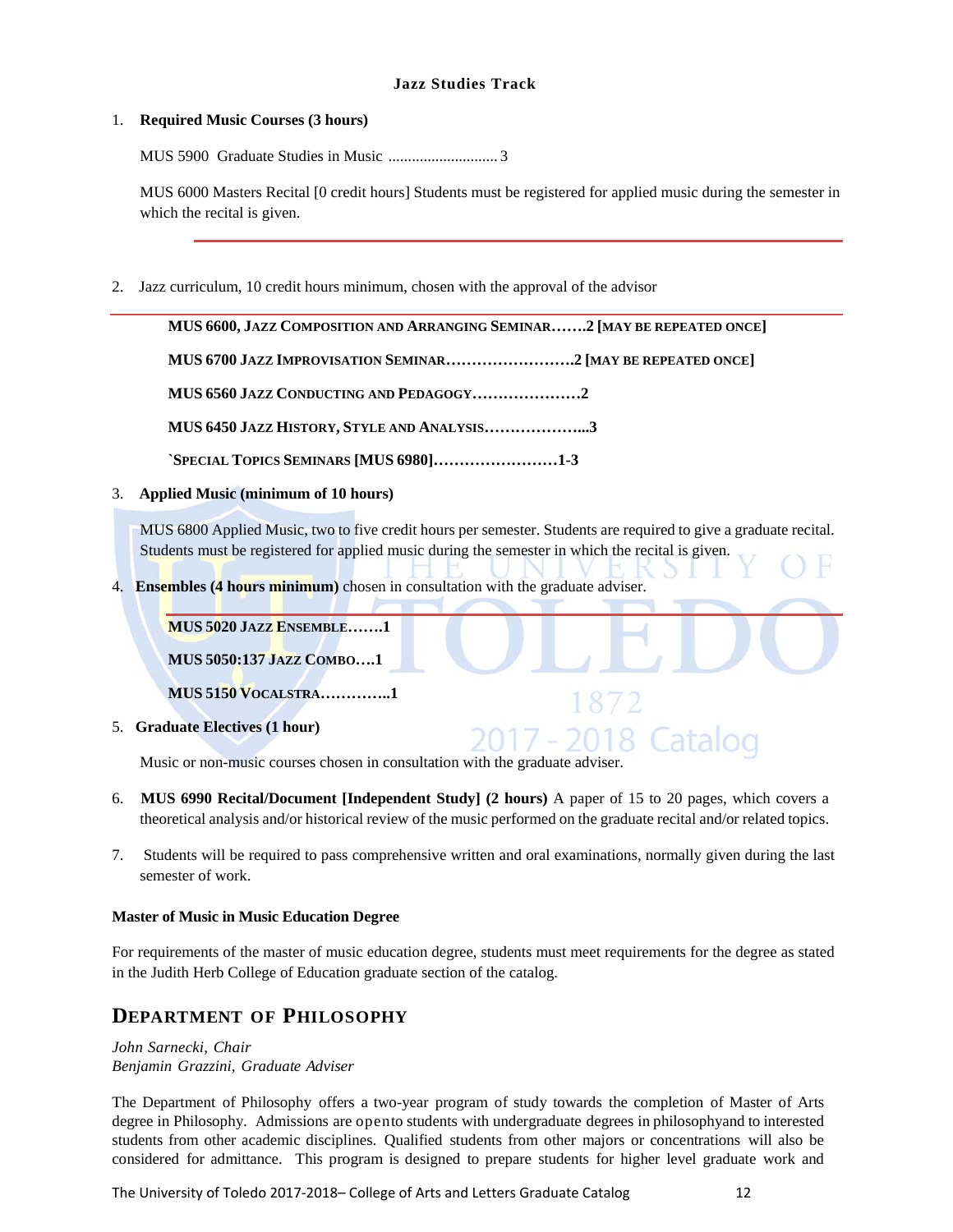**Jazz Studies Track**

1. **Required Music Courses (3 hours)**

   MUS 5900 Graduate Studies in Music ............................ 3

   MUS 6000 Masters Recital [0 credit hours] Students must be registered for applied music during the semester in which the recital is given.

2. Jazz curriculum, 10 credit hours minimum, chosen with the approval of the advisor

   **MUS 6600, JAZZ COMPOSITION AND ARRANGING SEMINAR…….2 [MAY BE REPEATED ONCE]**

   **MUS 6700 JAZZ IMPROVISATION SEMINAR…………………….2 [MAY BE REPEATED ONCE]**

   **MUS 6560 JAZZ CONDUCTING AND PEDAGOGY…………………2**

   **MUS 6450 JAZZ HISTORY, STYLE AND ANALYSIS………………...3**

   **`SPECIAL TOPICS SEMINARS [MUS 6980]……………………1-3**

3. **Applied Music (minimum of 10 hours)**

   MUS 6800 Applied Music, two to five credit hours per semester. Students are required to give a graduate recital. Students must be registered for applied music during the semester in which the recital is given.

4. **Ensembles (4 hours minimum)** chosen in consultation with the graduate adviser.

   **MUS 5020 JAZZ ENSEMBLE…….1**

   **MUS 5050:137 JAZZ COMBO….1**

   **MUS 5150 VOCALSTRA…………..1**

5. **Graduate Electives (1 hour)**

   Music or non-music courses chosen in consultation with the graduate adviser.

6. **MUS 6990 Recital/Document [Independent Study] (2 hours)** A paper of 15 to 20 pages, which covers a theoretical analysis and/or historical review of the music performed on the graduate recital and/or related topics.

7. Students will be required to pass comprehensive written and oral examinations, normally given during the last semester of work.

**Master of Music in Music Education Degree**

For requirements of the master of music education degree, students must meet requirements for the degree as stated in the Judith Herb College of Education graduate section of the catalog.

## DEPARTMENT OF PHILOSOPHY

*John Sarnecki, Chair*
*Benjamin Grazzini, Graduate Adviser*

The Department of Philosophy offers a two-year program of study towards the completion of Master of Arts degree in Philosophy. Admissions are opento students with undergraduate degrees in philosophyand to interested students from other academic disciplines. Qualified students from other majors or concentrations will also be considered for admittance. This program is designed to prepare students for higher level graduate work and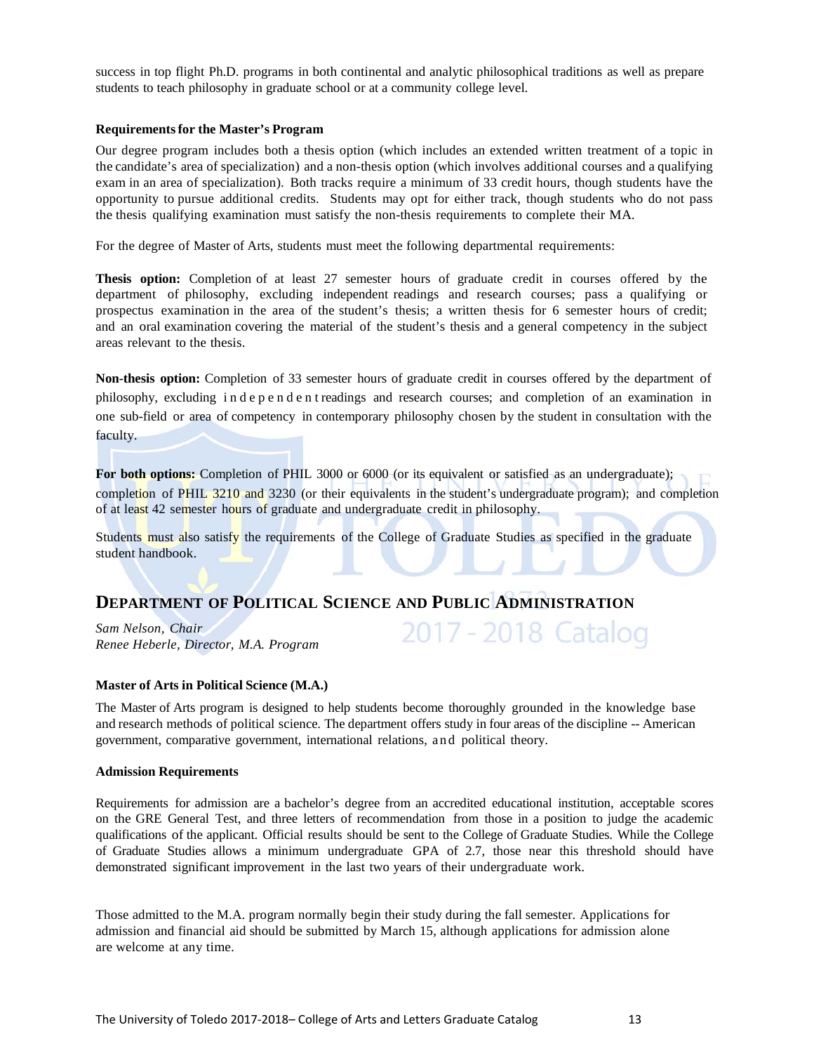success in top flight Ph.D. programs in both continental and analytic philosophical traditions as well as prepare students to teach philosophy in graduate school or at a community college level.

**Requirements for the Master's Program**

Our degree program includes both a thesis option (which includes an extended written treatment of a topic in the candidate's area of specialization) and a non-thesis option (which involves additional courses and a qualifying exam in an area of specialization). Both tracks require a minimum of 33 credit hours, though students have the opportunity to pursue additional credits. Students may opt for either track, though students who do not pass the thesis qualifying examination must satisfy the non-thesis requirements to complete their MA.

For the degree of Master of Arts, students must meet the following departmental requirements:

**Thesis option:** Completion of at least 27 semester hours of graduate credit in courses offered by the department of philosophy, excluding independent readings and research courses; pass a qualifying or prospectus examination in the area of the student's thesis; a written thesis for 6 semester hours of credit; and an oral examination covering the material of the student's thesis and a general competency in the subject areas relevant to the thesis.

**Non-thesis option:** Completion of 33 semester hours of graduate credit in courses offered by the department of philosophy, excluding independent readings and research courses; and completion of an examination in one sub-field or area of competency in contemporary philosophy chosen by the student in consultation with the faculty.

**For both options:** Completion of PHIL 3000 or 6000 (or its equivalent or satisfied as an undergraduate); completion of PHIL 3210 and 3230 (or their equivalents in the student's undergraduate program); and completion of at least 42 semester hours of graduate and undergraduate credit in philosophy.

Students must also satisfy the requirements of the College of Graduate Studies as specified in the graduate student handbook.

## DEPARTMENT OF POLITICAL SCIENCE AND PUBLIC ADMINISTRATION

*Sam Nelson, Chair*
*Renee Heberle, Director, M.A. Program*

**Master of Arts in Political Science (M.A.)**

The Master of Arts program is designed to help students become thoroughly grounded in the knowledge base and research methods of political science. The department offers study in four areas of the discipline -- American government, comparative government, international relations, and political theory.

**Admission Requirements**

Requirements for admission are a bachelor's degree from an accredited educational institution, acceptable scores on the GRE General Test, and three letters of recommendation from those in a position to judge the academic qualifications of the applicant. Official results should be sent to the College of Graduate Studies. While the College of Graduate Studies allows a minimum undergraduate GPA of 2.7, those near this threshold should have demonstrated significant improvement in the last two years of their undergraduate work.

Those admitted to the M.A. program normally begin their study during the fall semester. Applications for admission and financial aid should be submitted by March 15, although applications for admission alone are welcome at any time.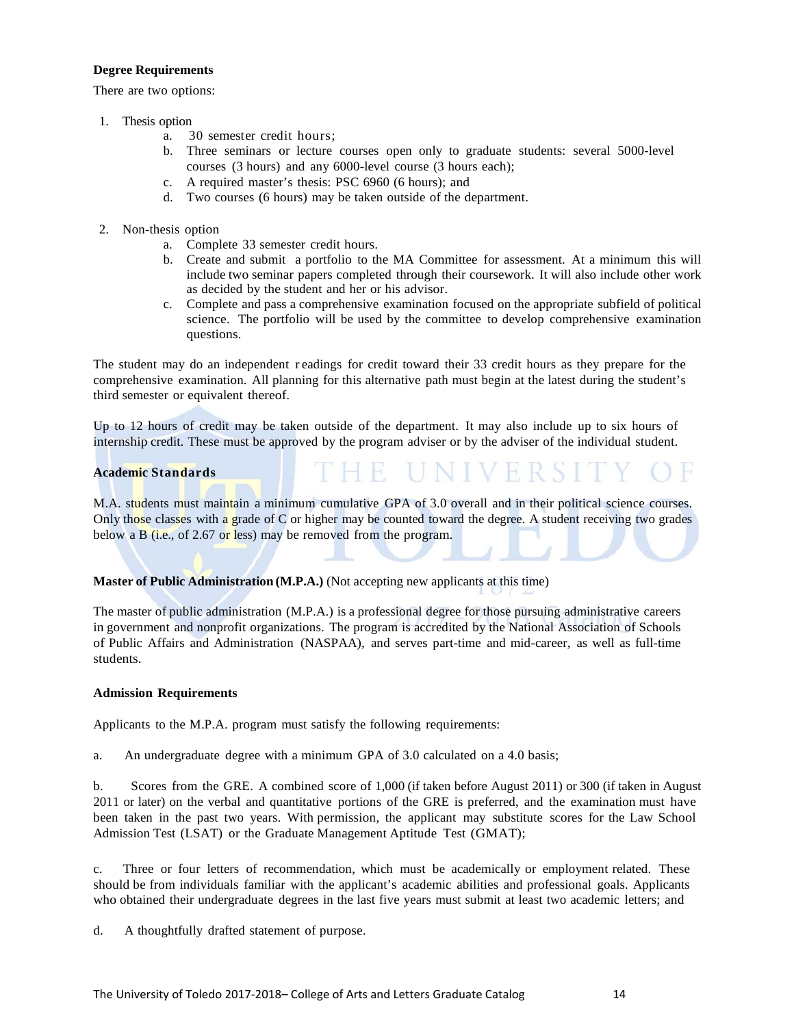**Degree Requirements**

There are two options:

1. Thesis option
   a. 30 semester credit hours;
   b. Three seminars or lecture courses open only to graduate students: several 5000-level courses (3 hours) and any 6000-level course (3 hours each);
   c. A required master's thesis: PSC 6960 (6 hours); and
   d. Two courses (6 hours) may be taken outside of the department.

2. Non-thesis option
   a. Complete 33 semester credit hours.
   b. Create and submit a portfolio to the MA Committee for assessment. At a minimum this will include two seminar papers completed through their coursework. It will also include other work as decided by the student and her or his advisor.
   c. Complete and pass a comprehensive examination focused on the appropriate subfield of political science. The portfolio will be used by the committee to develop comprehensive examination questions.

The student may do an independent r eadings for credit toward their 33 credit hours as they prepare for the comprehensive examination. All planning for this alternative path must begin at the latest during the student's third semester or equivalent thereof.

Up to 12 hours of credit may be taken outside of the department. It may also include up to six hours of internship credit. These must be approved by the program adviser or by the adviser of the individual student.

**Academic Standards**

M.A. students must maintain a minimum cumulative GPA of 3.0 overall and in their political science courses. Only those classes with a grade of C or higher may be counted toward the degree. A student receiving two grades below a B (i.e., of 2.67 or less) may be removed from the program.

**Master of Public Administration (M.P.A.)** (Not accepting new applicants at this time)

The master of public administration (M.P.A.) is a professional degree for those pursuing administrative careers in government and nonprofit organizations. The program is accredited by the National Association of Schools of Public Affairs and Administration (NASPAA), and serves part-time and mid-career, as well as full-time students.

**Admission Requirements**

Applicants to the M.P.A. program must satisfy the following requirements:

a. An undergraduate degree with a minimum GPA of 3.0 calculated on a 4.0 basis;

b. Scores from the GRE. A combined score of 1,000 (if taken before August 2011) or 300 (if taken in August 2011 or later) on the verbal and quantitative portions of the GRE is preferred, and the examination must have been taken in the past two years. With permission, the applicant may substitute scores for the Law School Admission Test (LSAT) or the Graduate Management Aptitude Test (GMAT);

c. Three or four letters of recommendation, which must be academically or employment related. These should be from individuals familiar with the applicant's academic abilities and professional goals. Applicants who obtained their undergraduate degrees in the last five years must submit at least two academic letters; and

d. A thoughtfully drafted statement of purpose.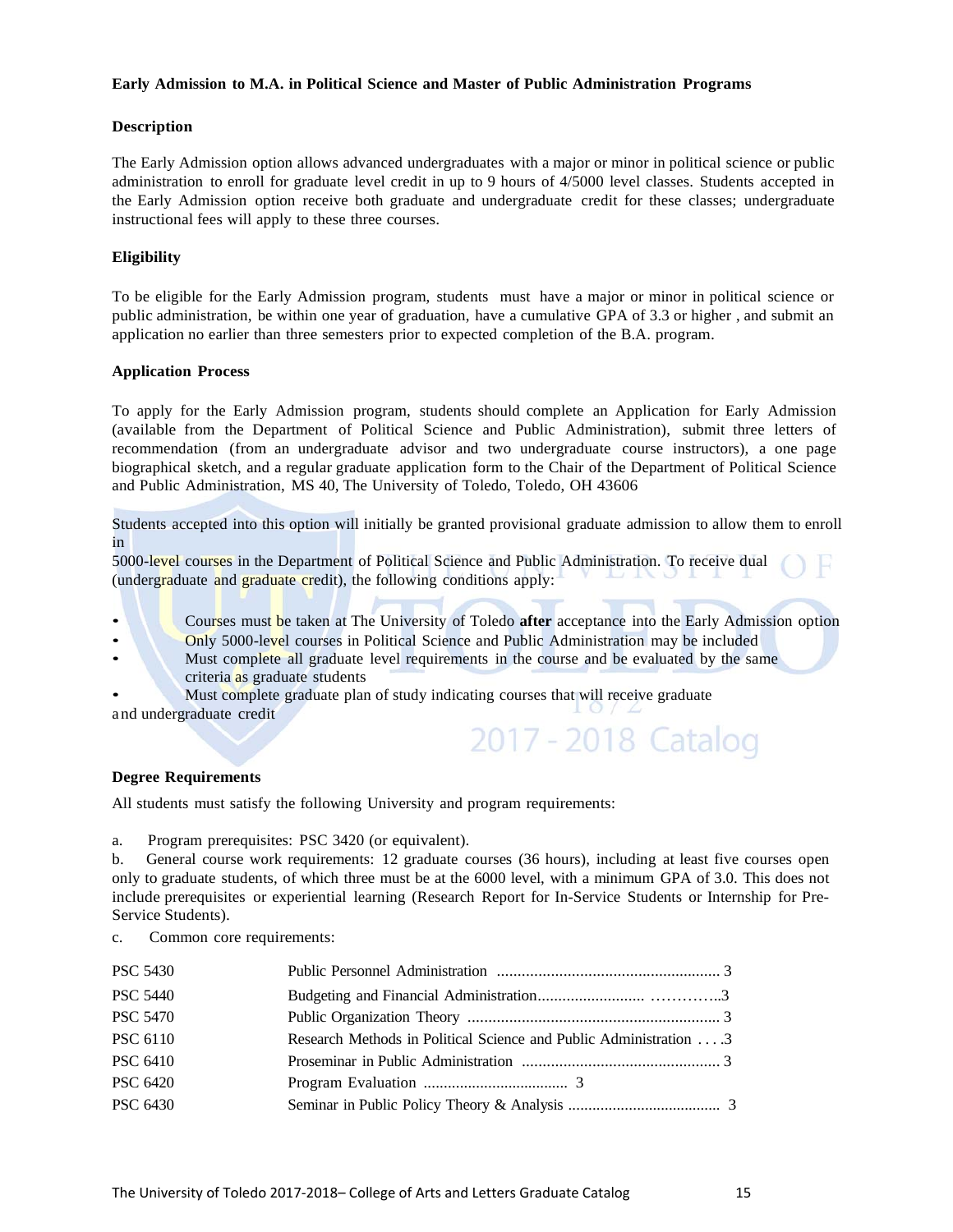**Early Admission to M.A. in Political Science and Master of Public Administration Programs**

**Description**

The Early Admission option allows advanced undergraduates with a major or minor in political science or public administration to enroll for graduate level credit in up to 9 hours of 4/5000 level classes. Students accepted in the Early Admission option receive both graduate and undergraduate credit for these classes; undergraduate instructional fees will apply to these three courses.

**Eligibility**

To be eligible for the Early Admission program, students must have a major or minor in political science or public administration, be within one year of graduation, have a cumulative GPA of 3.3 or higher , and submit an application no earlier than three semesters prior to expected completion of the B.A. program.

**Application Process**

To apply for the Early Admission program, students should complete an Application for Early Admission (available from the Department of Political Science and Public Administration), submit three letters of recommendation (from an undergraduate advisor and two undergraduate course instructors), a one page biographical sketch, and a regular graduate application form to the Chair of the Department of Political Science and Public Administration, MS 40, The University of Toledo, Toledo, OH 43606

Students accepted into this option will initially be granted provisional graduate admission to allow them to enroll in 5000-level courses in the Department of Political Science and Public Administration. To receive dual (undergraduate and graduate credit), the following conditions apply:

- Courses must be taken at The University of Toledo **after** acceptance into the Early Admission option
- Only 5000-level courses in Political Science and Public Administration may be included
- Must complete all graduate level requirements in the course and be evaluated by the same criteria as graduate students
- Must complete graduate plan of study indicating courses that will receive graduate and undergraduate credit

**Degree Requirements**

All students must satisfy the following University and program requirements:

a. Program prerequisites: PSC 3420 (or equivalent).

b. General course work requirements: 12 graduate courses (36 hours), including at least five courses open only to graduate students, of which three must be at the 6000 level, with a minimum GPA of 3.0. This does not include prerequisites or experiential learning (Research Report for In-Service Students or Internship for Pre-Service Students).

c. Common core requirements:

| | | |
|---|---|---|
| PSC 5430 | Public Personnel Administration | 3 |
| PSC 5440 | Budgeting and Financial Administration | 3 |
| PSC 5470 | Public Organization Theory | 3 |
| PSC 6110 | Research Methods in Political Science and Public Administration | 3 |
| PSC 6410 | Proseminar in Public Administration | 3 |
| PSC 6420 | Program Evaluation | 3 |
| PSC 6430 | Seminar in Public Policy Theory & Analysis | 3 |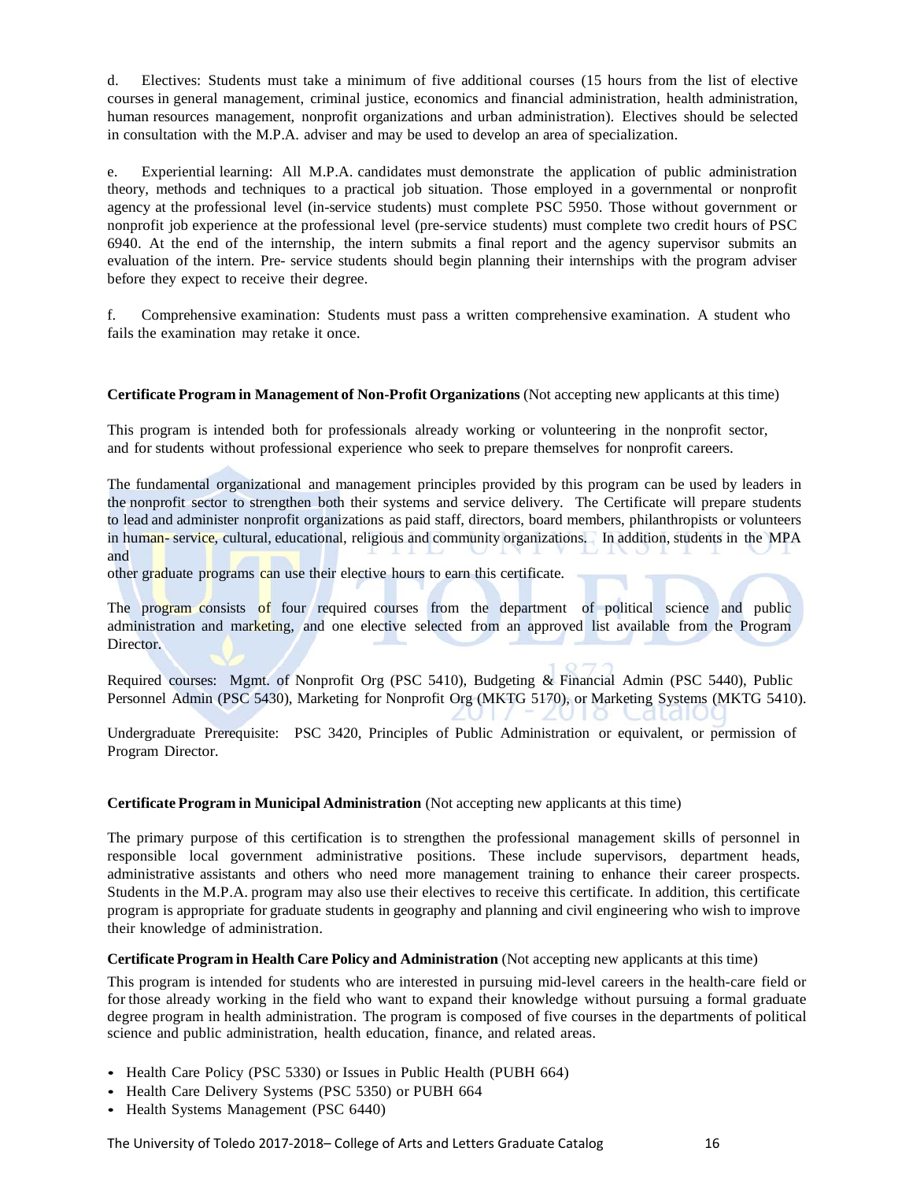d. Electives: Students must take a minimum of five additional courses (15 hours from the list of elective courses in general management, criminal justice, economics and financial administration, health administration, human resources management, nonprofit organizations and urban administration). Electives should be selected in consultation with the M.P.A. adviser and may be used to develop an area of specialization.

e. Experiential learning: All M.P.A. candidates must demonstrate the application of public administration theory, methods and techniques to a practical job situation. Those employed in a governmental or nonprofit agency at the professional level (in-service students) must complete PSC 5950. Those without government or nonprofit job experience at the professional level (pre-service students) must complete two credit hours of PSC 6940. At the end of the internship, the intern submits a final report and the agency supervisor submits an evaluation of the intern. Pre- service students should begin planning their internships with the program adviser before they expect to receive their degree.

f. Comprehensive examination: Students must pass a written comprehensive examination. A student who fails the examination may retake it once.

**Certificate Program in Management of Non-Profit Organizations** (Not accepting new applicants at this time)

This program is intended both for professionals already working or volunteering in the nonprofit sector, and for students without professional experience who seek to prepare themselves for nonprofit careers.

The fundamental organizational and management principles provided by this program can be used by leaders in the nonprofit sector to strengthen both their systems and service delivery. The Certificate will prepare students to lead and administer nonprofit organizations as paid staff, directors, board members, philanthropists or volunteers in human- service, cultural, educational, religious and community organizations. In addition, students in the MPA and other graduate programs can use their elective hours to earn this certificate.

The program consists of four required courses from the department of political science and public administration and marketing, and one elective selected from an approved list available from the Program Director.

Required courses: Mgmt. of Nonprofit Org (PSC 5410), Budgeting & Financial Admin (PSC 5440), Public Personnel Admin (PSC 5430), Marketing for Nonprofit Org (MKTG 5170), or Marketing Systems (MKTG 5410).

Undergraduate Prerequisite: PSC 3420, Principles of Public Administration or equivalent, or permission of Program Director.

**Certificate Program in Municipal Administration** (Not accepting new applicants at this time)

The primary purpose of this certification is to strengthen the professional management skills of personnel in responsible local government administrative positions. These include supervisors, department heads, administrative assistants and others who need more management training to enhance their career prospects. Students in the M.P.A. program may also use their electives to receive this certificate. In addition, this certificate program is appropriate for graduate students in geography and planning and civil engineering who wish to improve their knowledge of administration.

**Certificate Program in Health Care Policy and Administration** (Not accepting new applicants at this time)

This program is intended for students who are interested in pursuing mid-level careers in the health-care field or for those already working in the field who want to expand their knowledge without pursuing a formal graduate degree program in health administration. The program is composed of five courses in the departments of political science and public administration, health education, finance, and related areas.

- Health Care Policy (PSC 5330) or Issues in Public Health (PUBH 664)
- Health Care Delivery Systems (PSC 5350) or PUBH 664
- Health Systems Management (PSC 6440)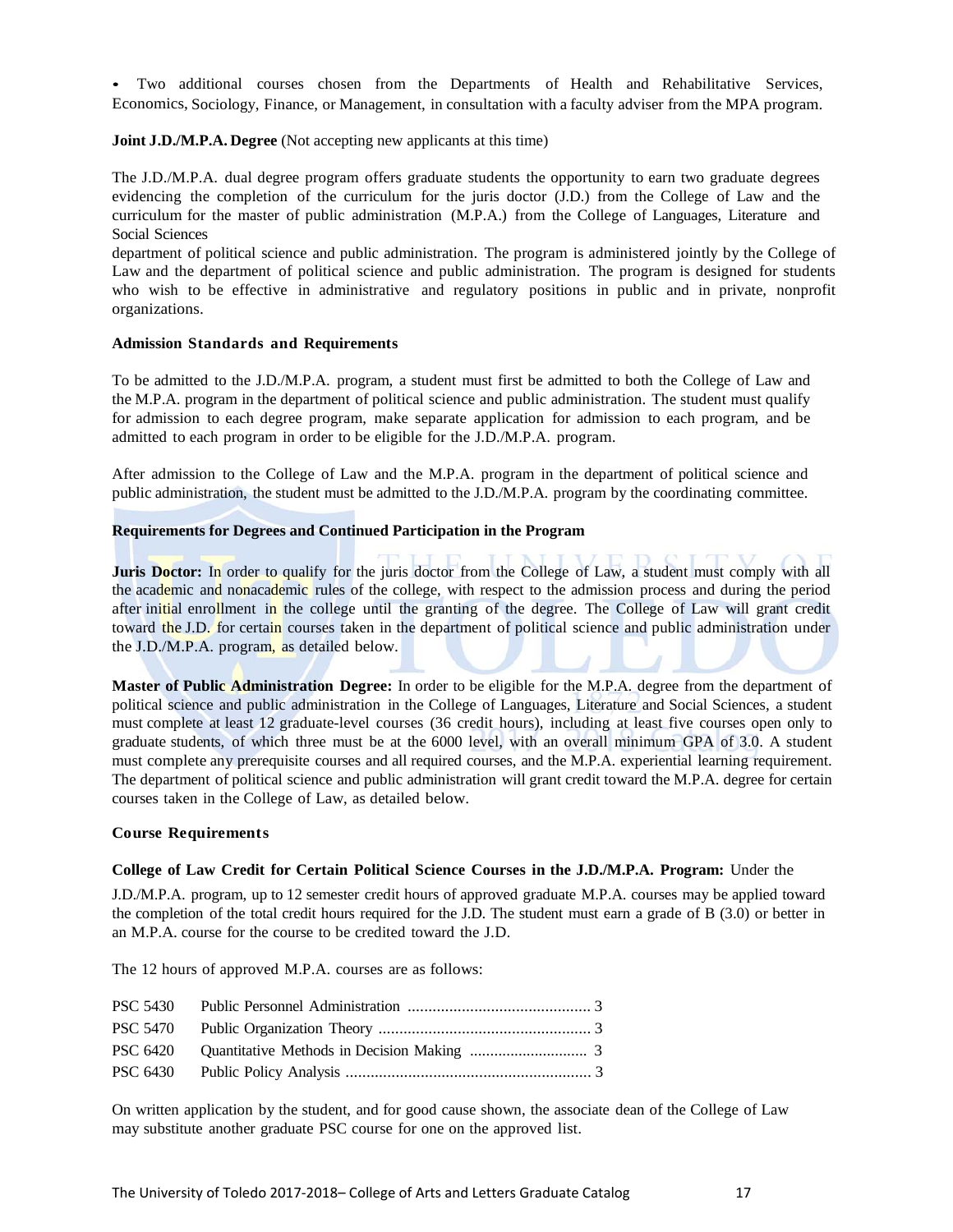- Two additional courses chosen from the Departments of Health and Rehabilitative Services, Economics, Sociology, Finance, or Management, in consultation with a faculty adviser from the MPA program.

**Joint J.D./M.P.A. Degree** (Not accepting new applicants at this time)

The J.D./M.P.A. dual degree program offers graduate students the opportunity to earn two graduate degrees evidencing the completion of the curriculum for the juris doctor (J.D.) from the College of Law and the curriculum for the master of public administration (M.P.A.) from the College of Languages, Literature and Social Sciences
department of political science and public administration. The program is administered jointly by the College of Law and the department of political science and public administration. The program is designed for students who wish to be effective in administrative and regulatory positions in public and in private, nonprofit organizations.

**Admission Standards and Requirements**

To be admitted to the J.D./M.P.A. program, a student must first be admitted to both the College of Law and the M.P.A. program in the department of political science and public administration. The student must qualify for admission to each degree program, make separate application for admission to each program, and be admitted to each program in order to be eligible for the J.D./M.P.A. program.

After admission to the College of Law and the M.P.A. program in the department of political science and public administration, the student must be admitted to the J.D./M.P.A. program by the coordinating committee.

**Requirements for Degrees and Continued Participation in the Program**

**Juris Doctor:** In order to qualify for the juris doctor from the College of Law, a student must comply with all the academic and nonacademic rules of the college, with respect to the admission process and during the period after initial enrollment in the college until the granting of the degree. The College of Law will grant credit toward the J.D. for certain courses taken in the department of political science and public administration under the J.D./M.P.A. program, as detailed below.

**Master of Public Administration Degree:** In order to be eligible for the M.P.A. degree from the department of political science and public administration in the College of Languages, Literature and Social Sciences, a student must complete at least 12 graduate-level courses (36 credit hours), including at least five courses open only to graduate students, of which three must be at the 6000 level, with an overall minimum GPA of 3.0. A student must complete any prerequisite courses and all required courses, and the M.P.A. experiential learning requirement. The department of political science and public administration will grant credit toward the M.P.A. degree for certain courses taken in the College of Law, as detailed below.

**Course Requirements**

**College of Law Credit for Certain Political Science Courses in the J.D./M.P.A. Program:** Under the J.D./M.P.A. program, up to 12 semester credit hours of approved graduate M.P.A. courses may be applied toward the completion of the total credit hours required for the J.D. The student must earn a grade of B (3.0) or better in an M.P.A. course for the course to be credited toward the J.D.

The 12 hours of approved M.P.A. courses are as follows:

| | | |
|---|---|---|
| PSC 5430 | Public Personnel Administration | 3 |
| PSC 5470 | Public Organization Theory | 3 |
| PSC 6420 | Quantitative Methods in Decision Making | 3 |
| PSC 6430 | Public Policy Analysis | 3 |

On written application by the student, and for good cause shown, the associate dean of the College of Law may substitute another graduate PSC course for one on the approved list.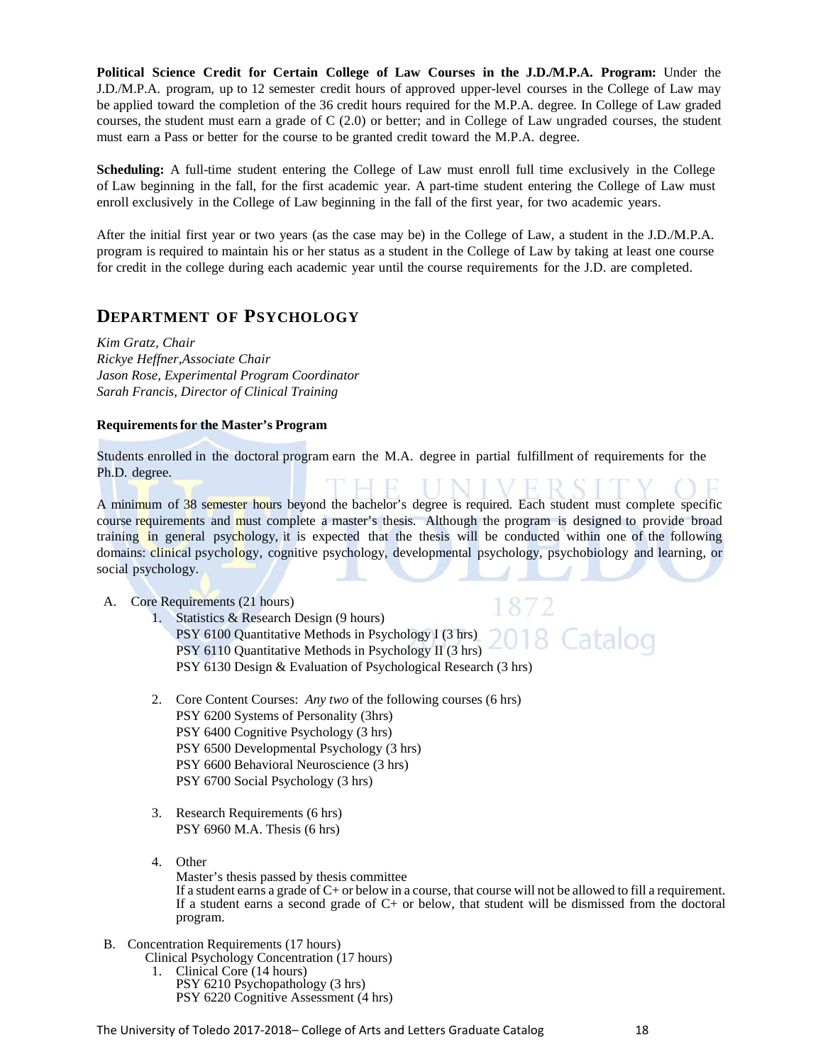**Political Science Credit for Certain College of Law Courses in the J.D./M.P.A. Program:** Under the J.D./M.P.A. program, up to 12 semester credit hours of approved upper-level courses in the College of Law may be applied toward the completion of the 36 credit hours required for the M.P.A. degree. In College of Law graded courses, the student must earn a grade of C (2.0) or better; and in College of Law ungraded courses, the student must earn a Pass or better for the course to be granted credit toward the M.P.A. degree.

**Scheduling:** A full-time student entering the College of Law must enroll full time exclusively in the College of Law beginning in the fall, for the first academic year. A part-time student entering the College of Law must enroll exclusively in the College of Law beginning in the fall of the first year, for two academic years.

After the initial first year or two years (as the case may be) in the College of Law, a student in the J.D./M.P.A. program is required to maintain his or her status as a student in the College of Law by taking at least one course for credit in the college during each academic year until the course requirements for the J.D. are completed.

## DEPARTMENT OF PSYCHOLOGY

*Kim Gratz, Chair*
*Rickye Heffner,Associate Chair*
*Jason Rose, Experimental Program Coordinator*
*Sarah Francis, Director of Clinical Training*

**Requirements for the Master's Program**

Students enrolled in the doctoral program earn the M.A. degree in partial fulfillment of requirements for the Ph.D. degree.

A minimum of 38 semester hours beyond the bachelor's degree is required. Each student must complete specific course requirements and must complete a master's thesis. Although the program is designed to provide broad training in general psychology, it is expected that the thesis will be conducted within one of the following domains: clinical psychology, cognitive psychology, developmental psychology, psychobiology and learning, or social psychology.

A. Core Requirements (21 hours)
   1. Statistics & Research Design (9 hours)
      PSY 6100 Quantitative Methods in Psychology I (3 hrs)
      PSY 6110 Quantitative Methods in Psychology II (3 hrs)
      PSY 6130 Design & Evaluation of Psychological Research (3 hrs)

   2. Core Content Courses: *Any two* of the following courses (6 hrs)
      PSY 6200 Systems of Personality (3hrs)
      PSY 6400 Cognitive Psychology (3 hrs)
      PSY 6500 Developmental Psychology (3 hrs)
      PSY 6600 Behavioral Neuroscience (3 hrs)
      PSY 6700 Social Psychology (3 hrs)

   3. Research Requirements (6 hrs)
      PSY 6960 M.A. Thesis (6 hrs)

   4. Other
      Master's thesis passed by thesis committee
      If a student earns a grade of C+ or below in a course, that course will not be allowed to fill a requirement. If a student earns a second grade of C+ or below, that student will be dismissed from the doctoral program.

B. Concentration Requirements (17 hours)
   Clinical Psychology Concentration (17 hours)
   1. Clinical Core (14 hours)
      PSY 6210 Psychopathology (3 hrs)
      PSY 6220 Cognitive Assessment (4 hrs)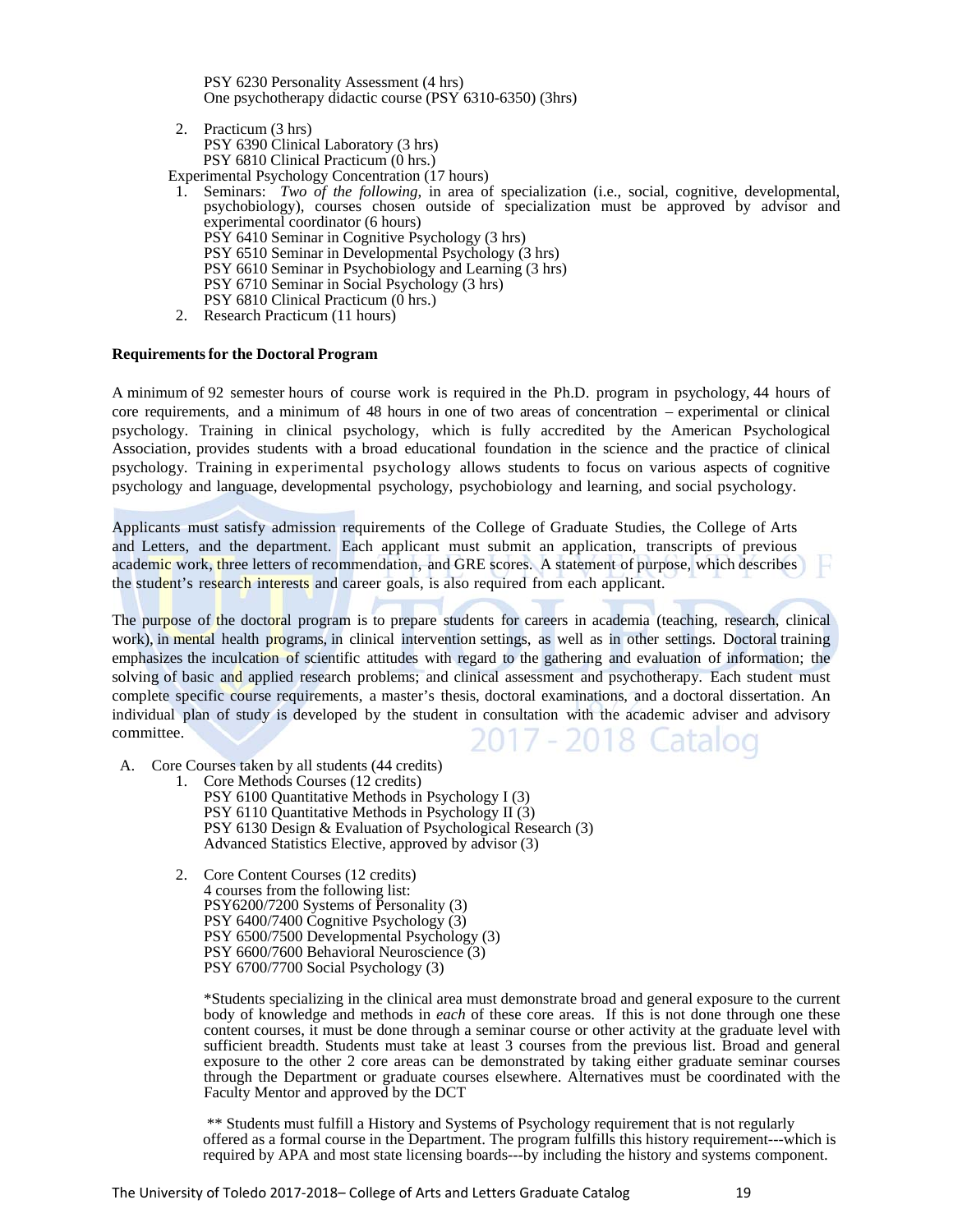PSY 6230 Personality Assessment (4 hrs)
One psychotherapy didactic course (PSY 6310-6350) (3hrs)

2. Practicum (3 hrs)
   PSY 6390 Clinical Laboratory (3 hrs)
   PSY 6810 Clinical Practicum (0 hrs.)

Experimental Psychology Concentration (17 hours)

1. Seminars: *Two of the following*, in area of specialization (i.e., social, cognitive, developmental, psychobiology), courses chosen outside of specialization must be approved by advisor and experimental coordinator (6 hours)
   PSY 6410 Seminar in Cognitive Psychology (3 hrs)
   PSY 6510 Seminar in Developmental Psychology (3 hrs)
   PSY 6610 Seminar in Psychobiology and Learning (3 hrs)
   PSY 6710 Seminar in Social Psychology (3 hrs)
   PSY 6810 Clinical Practicum (0 hrs.)
2. Research Practicum (11 hours)

**Requirements for the Doctoral Program**

A minimum of 92 semester hours of course work is required in the Ph.D. program in psychology, 44 hours of core requirements, and a minimum of 48 hours in one of two areas of concentration – experimental or clinical psychology. Training in clinical psychology, which is fully accredited by the American Psychological Association, provides students with a broad educational foundation in the science and the practice of clinical psychology. Training in experimental psychology allows students to focus on various aspects of cognitive psychology and language, developmental psychology, psychobiology and learning, and social psychology.

Applicants must satisfy admission requirements of the College of Graduate Studies, the College of Arts and Letters, and the department. Each applicant must submit an application, transcripts of previous academic work, three letters of recommendation, and GRE scores. A statement of purpose, which describes the student's research interests and career goals, is also required from each applicant.

The purpose of the doctoral program is to prepare students for careers in academia (teaching, research, clinical work), in mental health programs, in clinical intervention settings, as well as in other settings. Doctoral training emphasizes the inculcation of scientific attitudes with regard to the gathering and evaluation of information; the solving of basic and applied research problems; and clinical assessment and psychotherapy. Each student must complete specific course requirements, a master's thesis, doctoral examinations, and a doctoral dissertation. An individual plan of study is developed by the student in consultation with the academic adviser and advisory committee.

A. Core Courses taken by all students (44 credits)
   1. Core Methods Courses (12 credits)
      PSY 6100 Quantitative Methods in Psychology I (3)
      PSY 6110 Quantitative Methods in Psychology II (3)
      PSY 6130 Design & Evaluation of Psychological Research (3)
      Advanced Statistics Elective, approved by advisor (3)

   2. Core Content Courses (12 credits)
      4 courses from the following list:
      PSY6200/7200 Systems of Personality (3)
      PSY 6400/7400 Cognitive Psychology (3)
      PSY 6500/7500 Developmental Psychology (3)
      PSY 6600/7600 Behavioral Neuroscience (3)
      PSY 6700/7700 Social Psychology (3)

      *Students specializing in the clinical area must demonstrate broad and general exposure to the current body of knowledge and methods in *each* of these core areas. If this is not done through one these content courses, it must be done through a seminar course or other activity at the graduate level with sufficient breadth. Students must take at least 3 courses from the previous list. Broad and general exposure to the other 2 core areas can be demonstrated by taking either graduate seminar courses through the Department or graduate courses elsewhere. Alternatives must be coordinated with the Faculty Mentor and approved by the DCT

      ** Students must fulfill a History and Systems of Psychology requirement that is not regularly offered as a formal course in the Department. The program fulfills this history requirement---which is required by APA and most state licensing boards---by including the history and systems component.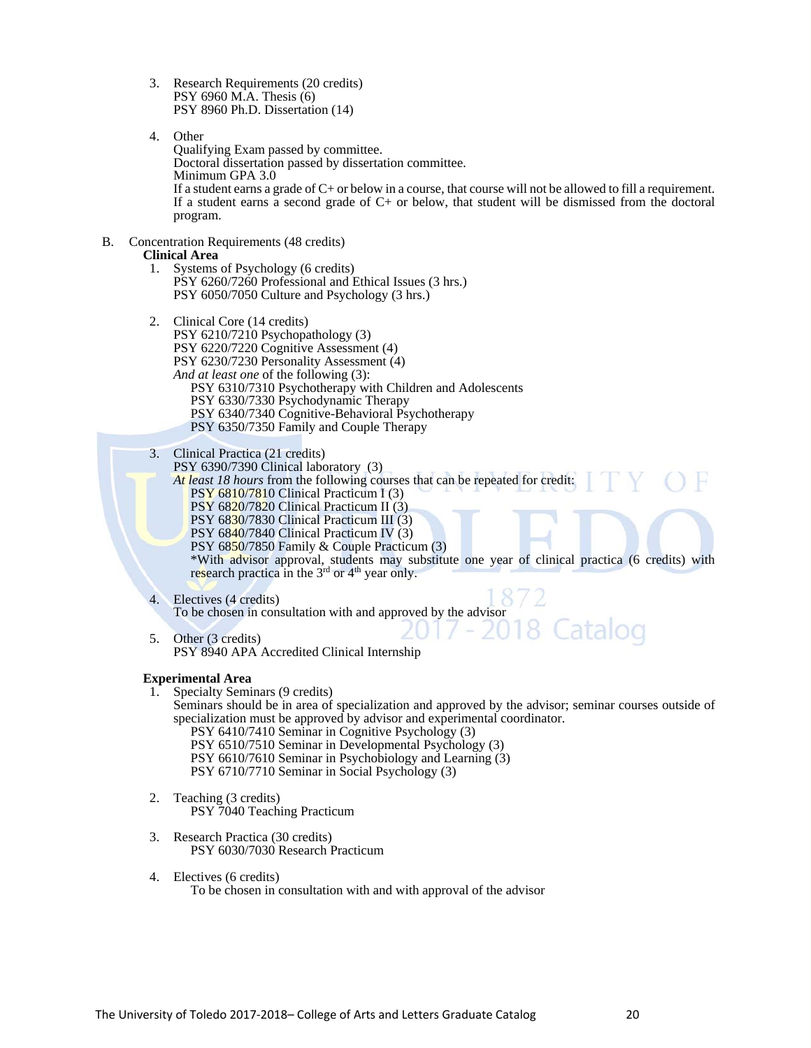3. Research Requirements (20 credits)
   PSY 6960 M.A. Thesis (6)
   PSY 8960 Ph.D. Dissertation (14)

4. Other
   Qualifying Exam passed by committee.
   Doctoral dissertation passed by dissertation committee.
   Minimum GPA 3.0
   If a student earns a grade of C+ or below in a course, that course will not be allowed to fill a requirement. If a student earns a second grade of C+ or below, that student will be dismissed from the doctoral program.

B. Concentration Requirements (48 credits)

**Clinical Area**

1. Systems of Psychology (6 credits)
   PSY 6260/7260 Professional and Ethical Issues (3 hrs.)
   PSY 6050/7050 Culture and Psychology (3 hrs.)

2. Clinical Core (14 credits)
   PSY 6210/7210 Psychopathology (3)
   PSY 6220/7220 Cognitive Assessment (4)
   PSY 6230/7230 Personality Assessment (4)
   *And at least one* of the following (3):
   - PSY 6310/7310 Psychotherapy with Children and Adolescents
   - PSY 6330/7330 Psychodynamic Therapy
   - PSY 6340/7340 Cognitive-Behavioral Psychotherapy
   - PSY 6350/7350 Family and Couple Therapy

3. Clinical Practica (21 credits)
   PSY 6390/7390 Clinical laboratory (3)
   *At least 18 hours* from the following courses that can be repeated for credit:
   - PSY 6810/7810 Clinical Practicum I (3)
   - PSY 6820/7820 Clinical Practicum II (3)
   - PSY 6830/7830 Clinical Practicum III (3)
   - PSY 6840/7840 Clinical Practicum IV (3)
   - PSY 6850/7850 Family & Couple Practicum (3)

   *With advisor approval, students may substitute one year of clinical practica (6 credits) with research practica in the 3rd or 4th year only.

4. Electives (4 credits)
   To be chosen in consultation with and approved by the advisor

5. Other (3 credits)
   PSY 8940 APA Accredited Clinical Internship

**Experimental Area**

1. Specialty Seminars (9 credits)
   Seminars should be in area of specialization and approved by the advisor; seminar courses outside of specialization must be approved by advisor and experimental coordinator.
   - PSY 6410/7410 Seminar in Cognitive Psychology (3)
   - PSY 6510/7510 Seminar in Developmental Psychology (3)
   - PSY 6610/7610 Seminar in Psychobiology and Learning (3)
   - PSY 6710/7710 Seminar in Social Psychology (3)

2. Teaching (3 credits)
   PSY 7040 Teaching Practicum

3. Research Practica (30 credits)
   PSY 6030/7030 Research Practicum

4. Electives (6 credits)
   To be chosen in consultation with and with approval of the advisor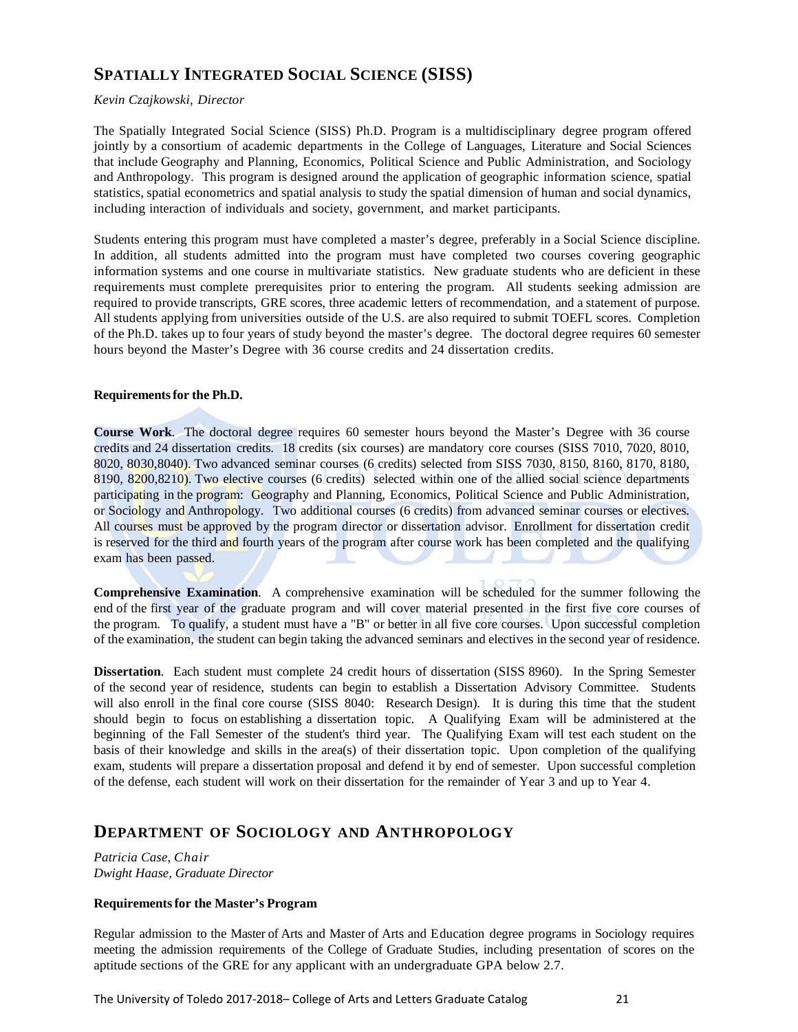## Spatially Integrated Social Science (SISS)

*Kevin Czajkowski, Director*

The Spatially Integrated Social Science (SISS) Ph.D. Program is a multidisciplinary degree program offered jointly by a consortium of academic departments in the College of Languages, Literature and Social Sciences that include Geography and Planning, Economics, Political Science and Public Administration, and Sociology and Anthropology. This program is designed around the application of geographic information science, spatial statistics, spatial econometrics and spatial analysis to study the spatial dimension of human and social dynamics, including interaction of individuals and society, government, and market participants.

Students entering this program must have completed a master's degree, preferably in a Social Science discipline. In addition, all students admitted into the program must have completed two courses covering geographic information systems and one course in multivariate statistics. New graduate students who are deficient in these requirements must complete prerequisites prior to entering the program. All students seeking admission are required to provide transcripts, GRE scores, three academic letters of recommendation, and a statement of purpose. All students applying from universities outside of the U.S. are also required to submit TOEFL scores. Completion of the Ph.D. takes up to four years of study beyond the master's degree. The doctoral degree requires 60 semester hours beyond the Master's Degree with 36 course credits and 24 dissertation credits.

**Requirements for the Ph.D.**

**Course Work**. The doctoral degree requires 60 semester hours beyond the Master's Degree with 36 course credits and 24 dissertation credits. 18 credits (six courses) are mandatory core courses (SISS 7010, 7020, 8010, 8020, 8030,8040). Two advanced seminar courses (6 credits) selected from SISS 7030, 8150, 8160, 8170, 8180, 8190, 8200,8210). Two elective courses (6 credits) selected within one of the allied social science departments participating in the program: Geography and Planning, Economics, Political Science and Public Administration, or Sociology and Anthropology. Two additional courses (6 credits) from advanced seminar courses or electives. All courses must be approved by the program director or dissertation advisor. Enrollment for dissertation credit is reserved for the third and fourth years of the program after course work has been completed and the qualifying exam has been passed.

**Comprehensive Examination**. A comprehensive examination will be scheduled for the summer following the end of the first year of the graduate program and will cover material presented in the first five core courses of the program. To qualify, a student must have a "B" or better in all five core courses. Upon successful completion of the examination, the student can begin taking the advanced seminars and electives in the second year of residence.

**Dissertation**. Each student must complete 24 credit hours of dissertation (SISS 8960). In the Spring Semester of the second year of residence, students can begin to establish a Dissertation Advisory Committee. Students will also enroll in the final core course (SISS 8040: Research Design). It is during this time that the student should begin to focus on establishing a dissertation topic. A Qualifying Exam will be administered at the beginning of the Fall Semester of the student's third year. The Qualifying Exam will test each student on the basis of their knowledge and skills in the area(s) of their dissertation topic. Upon completion of the qualifying exam, students will prepare a dissertation proposal and defend it by end of semester. Upon successful completion of the defense, each student will work on their dissertation for the remainder of Year 3 and up to Year 4.

## Department of Sociology and Anthropology

*Patricia Case, Chair*
*Dwight Haase, Graduate Director*

**Requirements for the Master's Program**

Regular admission to the Master of Arts and Master of Arts and Education degree programs in Sociology requires meeting the admission requirements of the College of Graduate Studies, including presentation of scores on the aptitude sections of the GRE for any applicant with an undergraduate GPA below 2.7.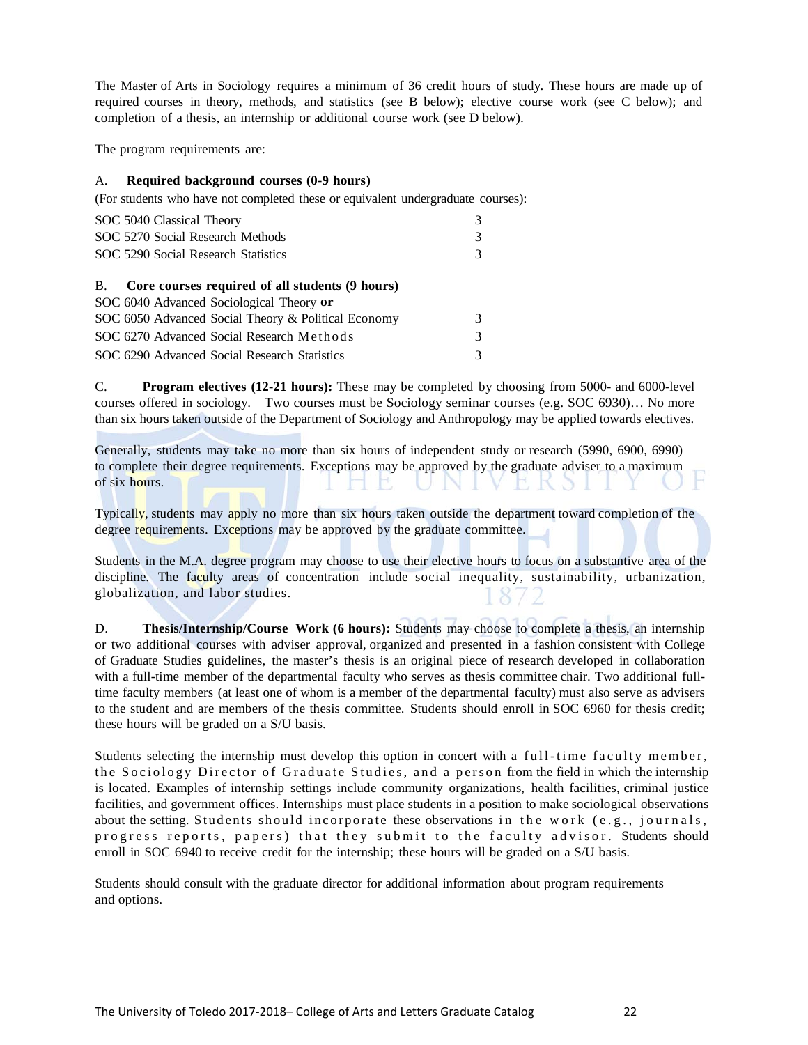The Master of Arts in Sociology requires a minimum of 36 credit hours of study. These hours are made up of required courses in theory, methods, and statistics (see B below); elective course work (see C below); and completion of a thesis, an internship or additional course work (see D below).

The program requirements are:

A. **Required background courses (0-9 hours)**

(For students who have not completed these or equivalent undergraduate courses):

| | |
|---|---|
| SOC 5040 Classical Theory | 3 |
| SOC 5270 Social Research Methods | 3 |
| SOC 5290 Social Research Statistics | 3 |

B. **Core courses required of all students (9 hours)**

| | |
|---|---|
| SOC 6040 Advanced Sociological Theory **or** | |
| SOC 6050 Advanced Social Theory & Political Economy | 3 |
| SOC 6270 Advanced Social Research Methods | 3 |
| SOC 6290 Advanced Social Research Statistics | 3 |

C. **Program electives (12-21 hours):** These may be completed by choosing from 5000- and 6000-level courses offered in sociology. Two courses must be Sociology seminar courses (e.g. SOC 6930)… No more than six hours taken outside of the Department of Sociology and Anthropology may be applied towards electives.

Generally, students may take no more than six hours of independent study or research (5990, 6900, 6990) to complete their degree requirements. Exceptions may be approved by the graduate adviser to a maximum of six hours.

Typically, students may apply no more than six hours taken outside the department toward completion of the degree requirements. Exceptions may be approved by the graduate committee.

Students in the M.A. degree program may choose to use their elective hours to focus on a substantive area of the discipline. The faculty areas of concentration include social inequality, sustainability, urbanization, globalization, and labor studies.

D. **Thesis/Internship/Course Work (6 hours):** Students may choose to complete a thesis, an internship or two additional courses with adviser approval, organized and presented in a fashion consistent with College of Graduate Studies guidelines, the master's thesis is an original piece of research developed in collaboration with a full-time member of the departmental faculty who serves as thesis committee chair. Two additional full-time faculty members (at least one of whom is a member of the departmental faculty) must also serve as advisers to the student and are members of the thesis committee. Students should enroll in SOC 6960 for thesis credit; these hours will be graded on a S/U basis.

Students selecting the internship must develop this option in concert with a full-time faculty member, the Sociology Director of Graduate Studies, and a person from the field in which the internship is located. Examples of internship settings include community organizations, health facilities, criminal justice facilities, and government offices. Internships must place students in a position to make sociological observations about the setting. Students should incorporate these observations in the work (e.g., journals, progress reports, papers) that they submit to the faculty advisor. Students should enroll in SOC 6940 to receive credit for the internship; these hours will be graded on a S/U basis.

Students should consult with the graduate director for additional information about program requirements and options.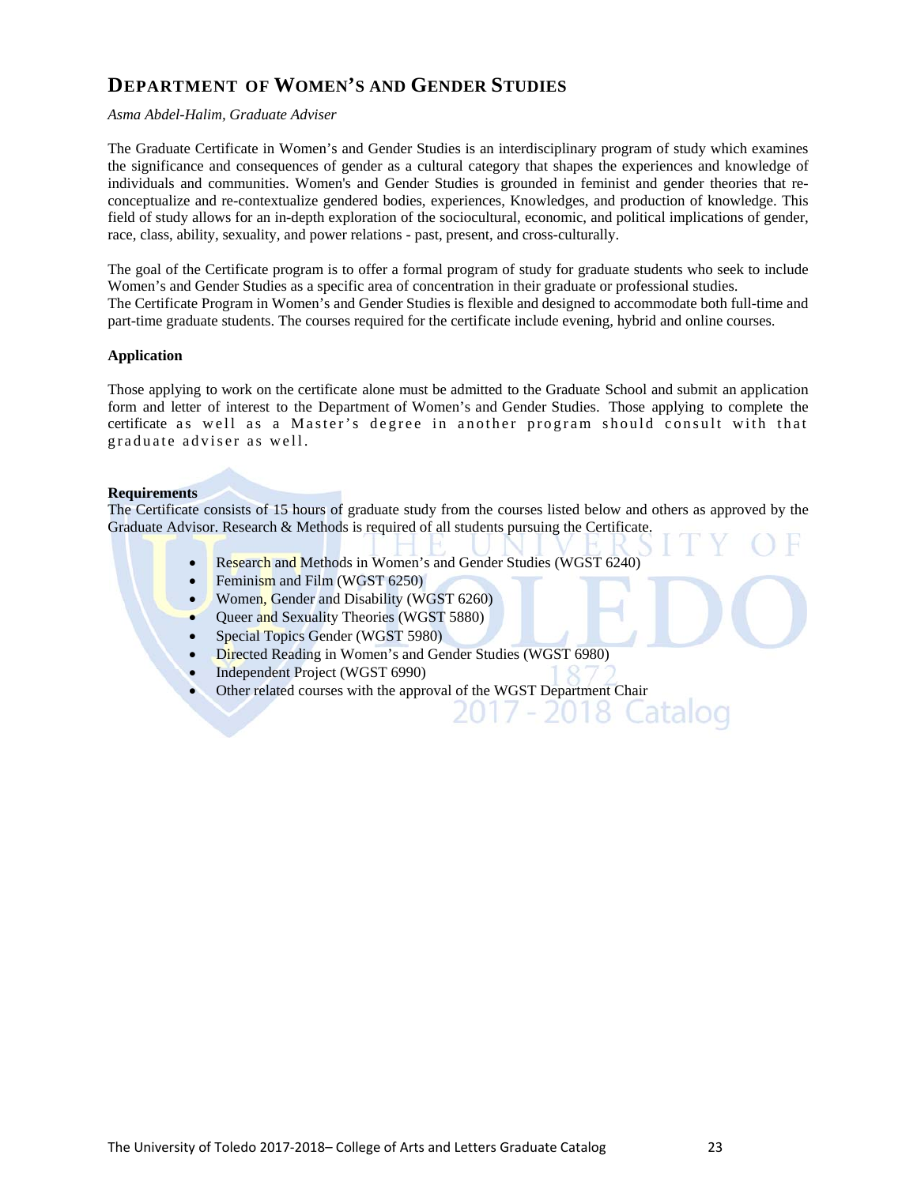## DEPARTMENT OF WOMEN'S AND GENDER STUDIES

*Asma Abdel-Halim, Graduate Adviser*

The Graduate Certificate in Women's and Gender Studies is an interdisciplinary program of study which examines the significance and consequences of gender as a cultural category that shapes the experiences and knowledge of individuals and communities. Women's and Gender Studies is grounded in feminist and gender theories that re-conceptualize and re-contextualize gendered bodies, experiences, Knowledges, and production of knowledge. This field of study allows for an in-depth exploration of the sociocultural, economic, and political implications of gender, race, class, ability, sexuality, and power relations - past, present, and cross-culturally.

The goal of the Certificate program is to offer a formal program of study for graduate students who seek to include Women's and Gender Studies as a specific area of concentration in their graduate or professional studies.
The Certificate Program in Women's and Gender Studies is flexible and designed to accommodate both full-time and part-time graduate students. The courses required for the certificate include evening, hybrid and online courses.

**Application**

Those applying to work on the certificate alone must be admitted to the Graduate School and submit an application form and letter of interest to the Department of Women's and Gender Studies. Those applying to complete the certificate as well as a Master's degree in another program should consult with that graduate adviser as well.

**Requirements**
The Certificate consists of 15 hours of graduate study from the courses listed below and others as approved by the Graduate Advisor. Research & Methods is required of all students pursuing the Certificate.

- Research and Methods in Women's and Gender Studies (WGST 6240)
- Feminism and Film (WGST 6250)
- Women, Gender and Disability (WGST 6260)
- Queer and Sexuality Theories (WGST 5880)
- Special Topics Gender (WGST 5980)
- Directed Reading in Women's and Gender Studies (WGST 6980)
- Independent Project (WGST 6990)
- Other related courses with the approval of the WGST Department Chair